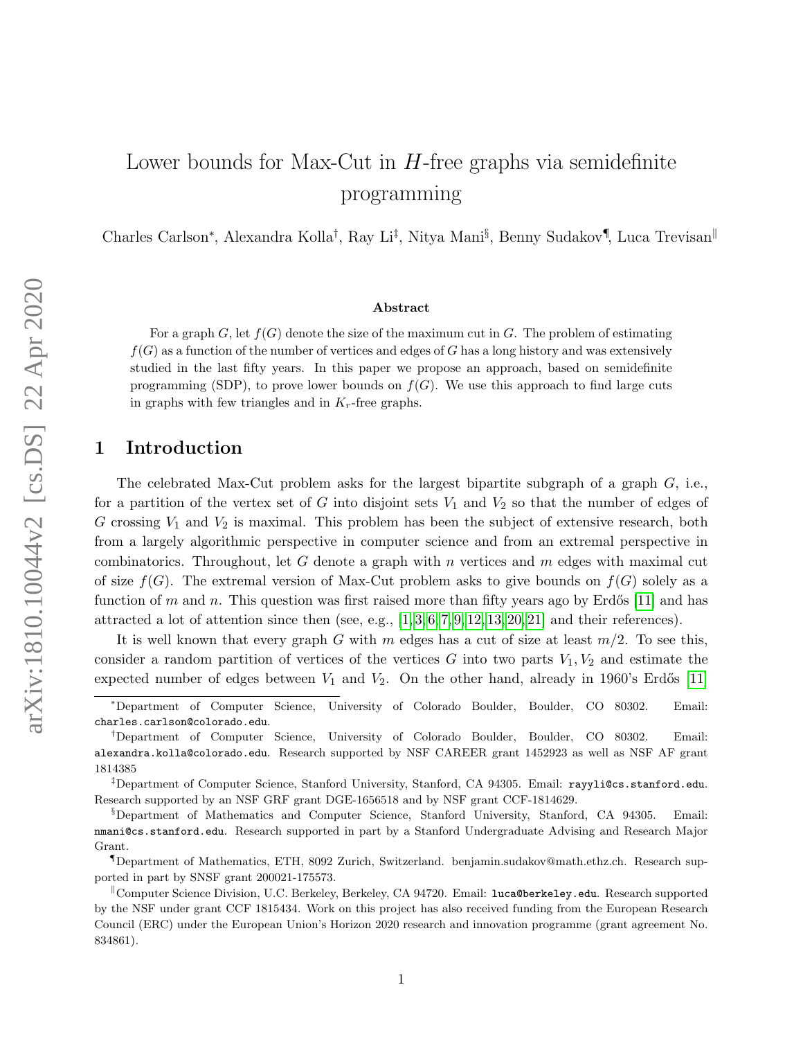# Lower bounds for Max-Cut in $H$-free graphs via semidefinite programming

Charles Carlson[*], Alexandra Kolla[†], Ray Li[‡], Nitya Mani[§], Benny Sudakov[¶], Luca Trevisan[‖]

### Abstract

For a graph $G$, let $f(G)$ denote the size of the maximum cut in $G$. The problem of estimating $f(G)$ as a function of the number of vertices and edges of $G$ has a long history and was extensively studied in the last fifty years. In this paper we propose an approach, based on semidefinite programming (SDP), to prove lower bounds on $f(G)$. We use this approach to find large cuts in graphs with few triangles and in $K_r$-free graphs.

## 1 Introduction

The celebrated Max-Cut problem asks for the largest bipartite subgraph of a graph $G$, i.e., for a partition of the vertex set of $G$ into disjoint sets $V_1$ and $V_2$ so that the number of edges of $G$ crossing $V_1$ and $V_2$ is maximal. This problem has been the subject of extensive research, both from a largely algorithmic perspective in computer science and from an extremal perspective in combinatorics. Throughout, let $G$ denote a graph with $n$ vertices and $m$ edges with maximal cut of size $f(G)$. The extremal version of Max-Cut problem asks to give bounds on $f(G)$ solely as a function of $m$ and $n$. This question was first raised more than fifty years ago by Erdős [11] and has attracted a lot of attention since then (see, e.g., [1, 3, 6, 7, 9, 12, 13, 20, 21] and their references).

It is well known that every graph $G$ with $m$ edges has a cut of size at least $m/2$. To see this, consider a random partition of vertices of the vertices $G$ into two parts $V_1, V_2$ and estimate the expected number of edges between $V_1$ and $V_2$. On the other hand, already in 1960's Erdős [11]

---

[*] Department of Computer Science, University of Colorado Boulder, Boulder, CO 80302. Email: charles.carlson@colorado.edu.

[†] Department of Computer Science, University of Colorado Boulder, Boulder, CO 80302. Email: alexandra.kolla@colorado.edu. Research supported by NSF CAREER grant 1452923 as well as NSF AF grant 1814385

[‡] Department of Computer Science, Stanford University, Stanford, CA 94305. Email: rayyli@cs.stanford.edu. Research supported by an NSF GRF grant DGE-1656518 and by NSF grant CCF-1814629.

[§] Department of Mathematics and Computer Science, Stanford University, Stanford, CA 94305. Email: nmani@cs.stanford.edu. Research supported in part by a Stanford Undergraduate Advising and Research Major Grant.

[¶] Department of Mathematics, ETH, 8092 Zurich, Switzerland. benjamin.sudakov@math.ethz.ch. Research supported in part by SNSF grant 200021-175573.

[‖] Computer Science Division, U.C. Berkeley, Berkeley, CA 94720. Email: luca@berkeley.edu. Research supported by the NSF under grant CCF 1815434. Work on this project has also received funding from the European Research Council (ERC) under the European Union's Horizon 2020 research and innovation programme (grant agreement No. 834861).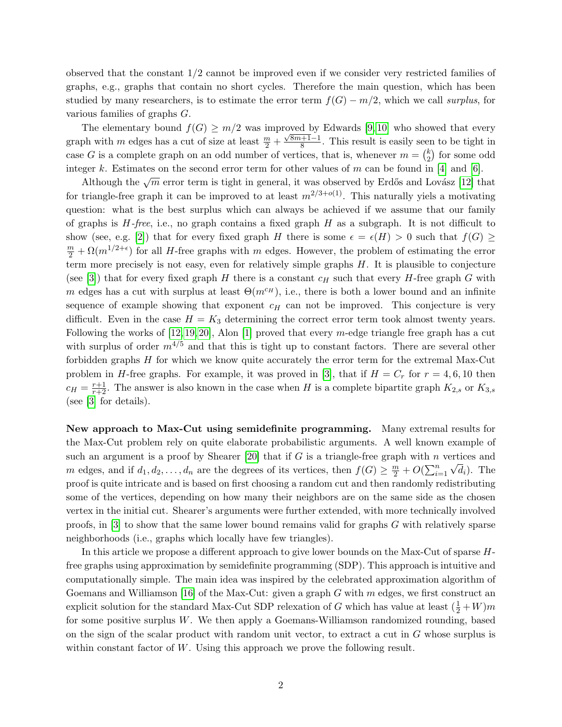observed that the constant $1/2$ cannot be improved even if we consider very restricted families of graphs, e.g., graphs that contain no short cycles. Therefore the main question, which has been studied by many researchers, is to estimate the error term $f(G) - m/2$, which we call *surplus*, for various families of graphs $G$.

The elementary bound $f(G) \geq m/2$ was improved by Edwards [9, 10] who showed that every graph with $m$ edges has a cut of size at least $\frac{m}{2} + \frac{\sqrt{8m+1}-1}{8}$. This result is easily seen to be tight in case $G$ is a complete graph on an odd number of vertices, that is, whenever $m = \binom{k}{2}$ for some odd integer $k$. Estimates on the second error term for other values of $m$ can be found in [4] and [6].

Although the $\sqrt{m}$ error term is tight in general, it was observed by Erdős and Lovász [12] that for triangle-free graph it can be improved to at least $m^{2/3+o(1)}$. This naturally yiels a motivating question: what is the best surplus which can always be achieved if we assume that our family of graphs is *H-free*, i.e., no graph contains a fixed graph $H$ as a subgraph. It is not difficult to show (see, e.g. [2]) that for every fixed graph $H$ there is some $\epsilon = \epsilon(H) > 0$ such that $f(G) \geq \frac{m}{2} + \Omega(m^{1/2+\epsilon})$ for all $H$-free graphs with $m$ edges. However, the problem of estimating the error term more precisely is not easy, even for relatively simple graphs $H$. It is plausible to conjecture (see [3]) that for every fixed graph $H$ there is a constant $c_H$ such that every $H$-free graph $G$ with $m$ edges has a cut with surplus at least $\Theta(m^{c_H})$, i.e., there is both a lower bound and an infinite sequence of example showing that exponent $c_H$ can not be improved. This conjecture is very difficult. Even in the case $H = K_3$ determining the correct error term took almost twenty years. Following the works of [12, 19, 20], Alon [1] proved that every $m$-edge triangle free graph has a cut with surplus of order $m^{4/5}$ and that this is tight up to constant factors. There are several other forbidden graphs $H$ for which we know quite accurately the error term for the extremal Max-Cut problem in $H$-free graphs. For example, it was proved in [3], that if $H = C_r$ for $r = 4, 6, 10$ then $c_H = \frac{r+1}{r+2}$. The answer is also known in the case when $H$ is a complete bipartite graph $K_{2,s}$ or $K_{3,s}$ (see [3] for details).

**New approach to Max-Cut using semidefinite programming.** Many extremal results for the Max-Cut problem rely on quite elaborate probabilistic arguments. A well known example of such an argument is a proof by Shearer [20] that if $G$ is a triangle-free graph with $n$ vertices and $m$ edges, and if $d_1, d_2, \ldots, d_n$ are the degrees of its vertices, then $f(G) \geq \frac{m}{2} + O(\sum_{i=1}^{n} \sqrt{d_i})$. The proof is quite intricate and is based on first choosing a random cut and then randomly redistributing some of the vertices, depending on how many their neighbors are on the same side as the chosen vertex in the initial cut. Shearer's arguments were further extended, with more technically involved proofs, in [3] to show that the same lower bound remains valid for graphs $G$ with relatively sparse neighborhoods (i.e., graphs which locally have few triangles).

In this article we propose a different approach to give lower bounds on the Max-Cut of sparse $H$-free graphs using approximation by semidefinite programming (SDP). This approach is intuitive and computationally simple. The main idea was inspired by the celebrated approximation algorithm of Goemans and Williamson [16] of the Max-Cut: given a graph $G$ with $m$ edges, we first construct an explicit solution for the standard Max-Cut SDP relaxation of $G$ which has value at least $(\frac{1}{2} + W)m$ for some positive surplus $W$. We then apply a Goemans-Williamson randomized rounding, based on the sign of the scalar product with random unit vector, to extract a cut in $G$ whose surplus is within constant factor of $W$. Using this approach we prove the following result.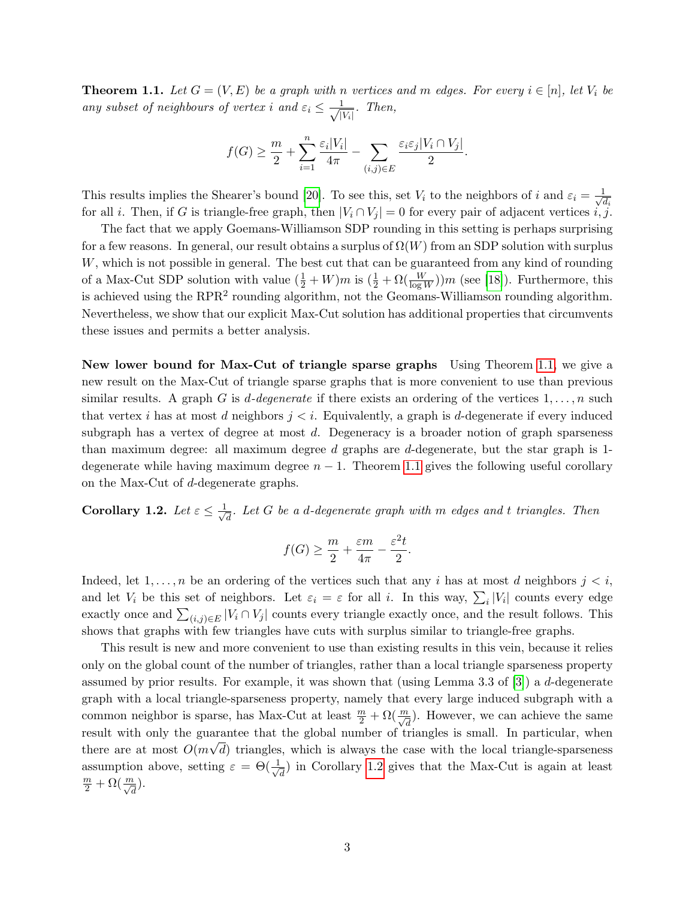**Theorem 1.1.** *Let $G = (V, E)$ be a graph with $n$ vertices and $m$ edges. For every $i \in [n]$, let $V_i$ be any subset of neighbours of vertex $i$ and $\varepsilon_i \leq \frac{1}{\sqrt{|V_i|}}$. Then,*

$$f(G) \geq \frac{m}{2} + \sum_{i=1}^{n} \frac{\varepsilon_i |V_i|}{4\pi} - \sum_{(i,j)\in E} \frac{\varepsilon_i \varepsilon_j |V_i \cap V_j|}{2}.$$

This results implies the Shearer's bound [20]. To see this, set $V_i$ to the neighbors of $i$ and $\varepsilon_i = \frac{1}{\sqrt{d_i}}$ for all $i$. Then, if $G$ is triangle-free graph, then $|V_i \cap V_j| = 0$ for every pair of adjacent vertices $i, j$.

The fact that we apply Goemans-Williamson SDP rounding in this setting is perhaps surprising for a few reasons. In general, our result obtains a surplus of $\Omega(W)$ from an SDP solution with surplus $W$, which is not possible in general. The best cut that can be guaranteed from any kind of rounding of a Max-Cut SDP solution with value $(\frac{1}{2} + W)m$ is $(\frac{1}{2} + \Omega(\frac{W}{\log W}))m$ (see [18]). Furthermore, this is achieved using the RPR$^2$ rounding algorithm, not the Geomans-Williamson rounding algorithm. Nevertheless, we show that our explicit Max-Cut solution has additional properties that circumvents these issues and permits a better analysis.

**New lower bound for Max-Cut of triangle sparse graphs** Using Theorem 1.1, we give a new result on the Max-Cut of triangle sparse graphs that is more convenient to use than previous similar results. A graph $G$ is *d-degenerate* if there exists an ordering of the vertices $1, \ldots, n$ such that vertex $i$ has at most $d$ neighbors $j < i$. Equivalently, a graph is $d$-degenerate if every induced subgraph has a vertex of degree at most $d$. Degeneracy is a broader notion of graph sparseness than maximum degree: all maximum degree $d$ graphs are $d$-degenerate, but the star graph is 1-degenerate while having maximum degree $n - 1$. Theorem 1.1 gives the following useful corollary on the Max-Cut of $d$-degenerate graphs.

**Corollary 1.2.** *Let $\varepsilon \leq \frac{1}{\sqrt{d}}$. Let $G$ be a $d$-degenerate graph with $m$ edges and $t$ triangles. Then*

$$f(G) \geq \frac{m}{2} + \frac{\varepsilon m}{4\pi} - \frac{\varepsilon^2 t}{2}.$$

Indeed, let $1, \ldots, n$ be an ordering of the vertices such that any $i$ has at most $d$ neighbors $j < i$, and let $V_i$ be this set of neighbors. Let $\varepsilon_i = \varepsilon$ for all $i$. In this way, $\sum_i |V_i|$ counts every edge exactly once and $\sum_{(i,j)\in E} |V_i \cap V_j|$ counts every triangle exactly once, and the result follows. This shows that graphs with few triangles have cuts with surplus similar to triangle-free graphs.

This result is new and more convenient to use than existing results in this vein, because it relies only on the global count of the number of triangles, rather than a local triangle sparseness property assumed by prior results. For example, it was shown that (using Lemma 3.3 of [3]) a $d$-degenerate graph with a local triangle-sparseness property, namely that every large induced subgraph with a common neighbor is sparse, has Max-Cut at least $\frac{m}{2} + \Omega(\frac{m}{\sqrt{d}})$. However, we can achieve the same result with only the guarantee that the global number of triangles is small. In particular, when there are at most $O(m\sqrt{d})$ triangles, which is always the case with the local triangle-sparseness assumption above, setting $\varepsilon = \Theta(\frac{1}{\sqrt{d}})$ in Corollary 1.2 gives that the Max-Cut is again at least $\frac{m}{2} + \Omega(\frac{m}{\sqrt{d}})$.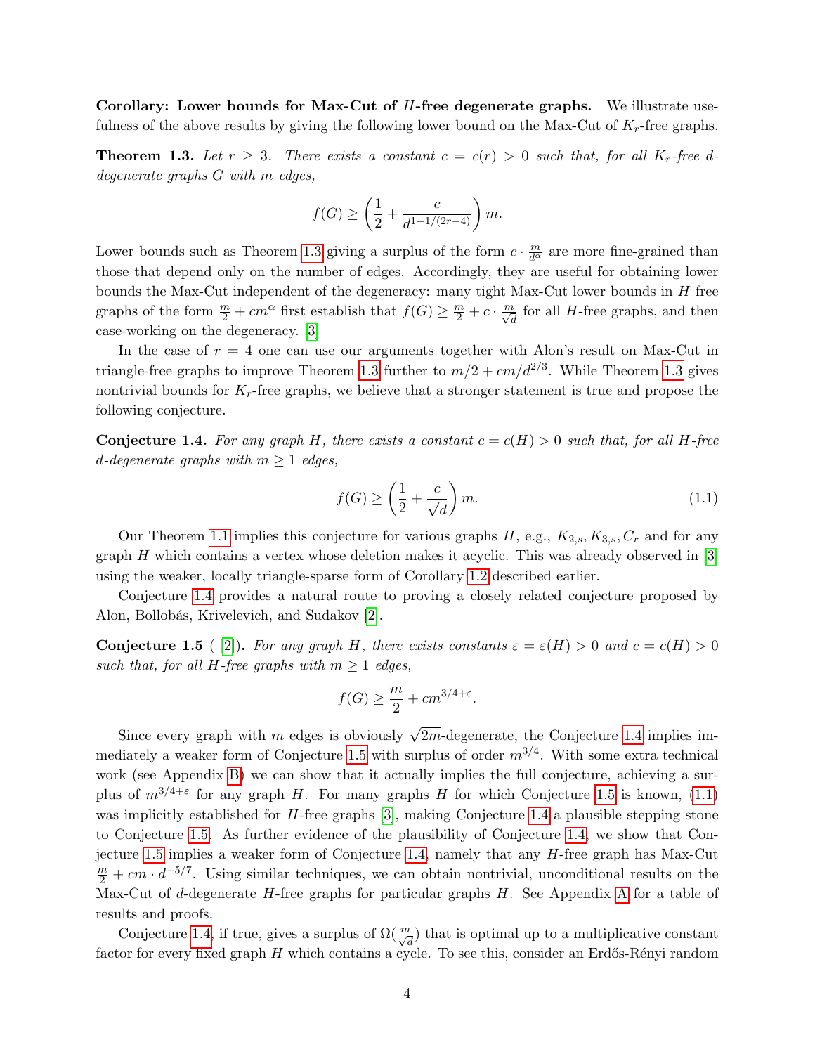**Corollary: Lower bounds for Max-Cut of $H$-free degenerate graphs.** We illustrate usefulness of the above results by giving the following lower bound on the Max-Cut of $K_r$-free graphs.

**Theorem 1.3.** *Let $r \geq 3$. There exists a constant $c = c(r) > 0$ such that, for all $K_r$-free $d$-degenerate graphs $G$ with $m$ edges,*

$$f(G) \geq \left(\frac{1}{2} + \frac{c}{d^{1-1/(2r-4)}}\right) m.$$

Lower bounds such as Theorem 1.3 giving a surplus of the form $c \cdot \frac{m}{d^\alpha}$ are more fine-grained than those that depend only on the number of edges. Accordingly, they are useful for obtaining lower bounds the Max-Cut independent of the degeneracy: many tight Max-Cut lower bounds in $H$ free graphs of the form $\frac{m}{2} + cm^\alpha$ first establish that $f(G) \geq \frac{m}{2} + c \cdot \frac{m}{\sqrt{d}}$ for all $H$-free graphs, and then case-working on the degeneracy. [3]

In the case of $r = 4$ one can use our arguments together with Alon's result on Max-Cut in triangle-free graphs to improve Theorem 1.3 further to $m/2 + cm/d^{2/3}$. While Theorem 1.3 gives nontrivial bounds for $K_r$-free graphs, we believe that a stronger statement is true and propose the following conjecture.

**Conjecture 1.4.** *For any graph $H$, there exists a constant $c = c(H) > 0$ such that, for all $H$-free $d$-degenerate graphs with $m \geq 1$ edges,*

$$f(G) \geq \left(\frac{1}{2} + \frac{c}{\sqrt{d}}\right) m. \tag{1.1}$$

Our Theorem 1.1 implies this conjecture for various graphs $H$, e.g., $K_{2,s}, K_{3,s}, C_r$ and for any graph $H$ which contains a vertex whose deletion makes it acyclic. This was already observed in [3] using the weaker, locally triangle-sparse form of Corollary 1.2 described earlier.

Conjecture 1.4 provides a natural route to proving a closely related conjecture proposed by Alon, Bollobás, Krivelevich, and Sudakov [2].

**Conjecture 1.5** ( [2]). *For any graph $H$, there exists constants $\varepsilon = \varepsilon(H) > 0$ and $c = c(H) > 0$ such that, for all $H$-free graphs with $m \geq 1$ edges,*

$$f(G) \geq \frac{m}{2} + cm^{3/4+\varepsilon}.$$

Since every graph with $m$ edges is obviously $\sqrt{2m}$-degenerate, the Conjecture 1.4 implies immediately a weaker form of Conjecture 1.5 with surplus of order $m^{3/4}$. With some extra technical work (see Appendix B) we can show that it actually implies the full conjecture, achieving a surplus of $m^{3/4+\varepsilon}$ for any graph $H$. For many graphs $H$ for which Conjecture 1.5 is known, (1.1) was implicitly established for $H$-free graphs [3], making Conjecture 1.4 a plausible stepping stone to Conjecture 1.5. As further evidence of the plausibility of Conjecture 1.4, we show that Conjecture 1.5 implies a weaker form of Conjecture 1.4, namely that any $H$-free graph has Max-Cut $\frac{m}{2} + cm \cdot d^{-5/7}$. Using similar techniques, we can obtain nontrivial, unconditional results on the Max-Cut of $d$-degenerate $H$-free graphs for particular graphs $H$. See Appendix A for a table of results and proofs.

Conjecture 1.4, if true, gives a surplus of $\Omega(\frac{m}{\sqrt{d}})$ that is optimal up to a multiplicative constant factor for every fixed graph $H$ which contains a cycle. To see this, consider an Erdős-Rényi random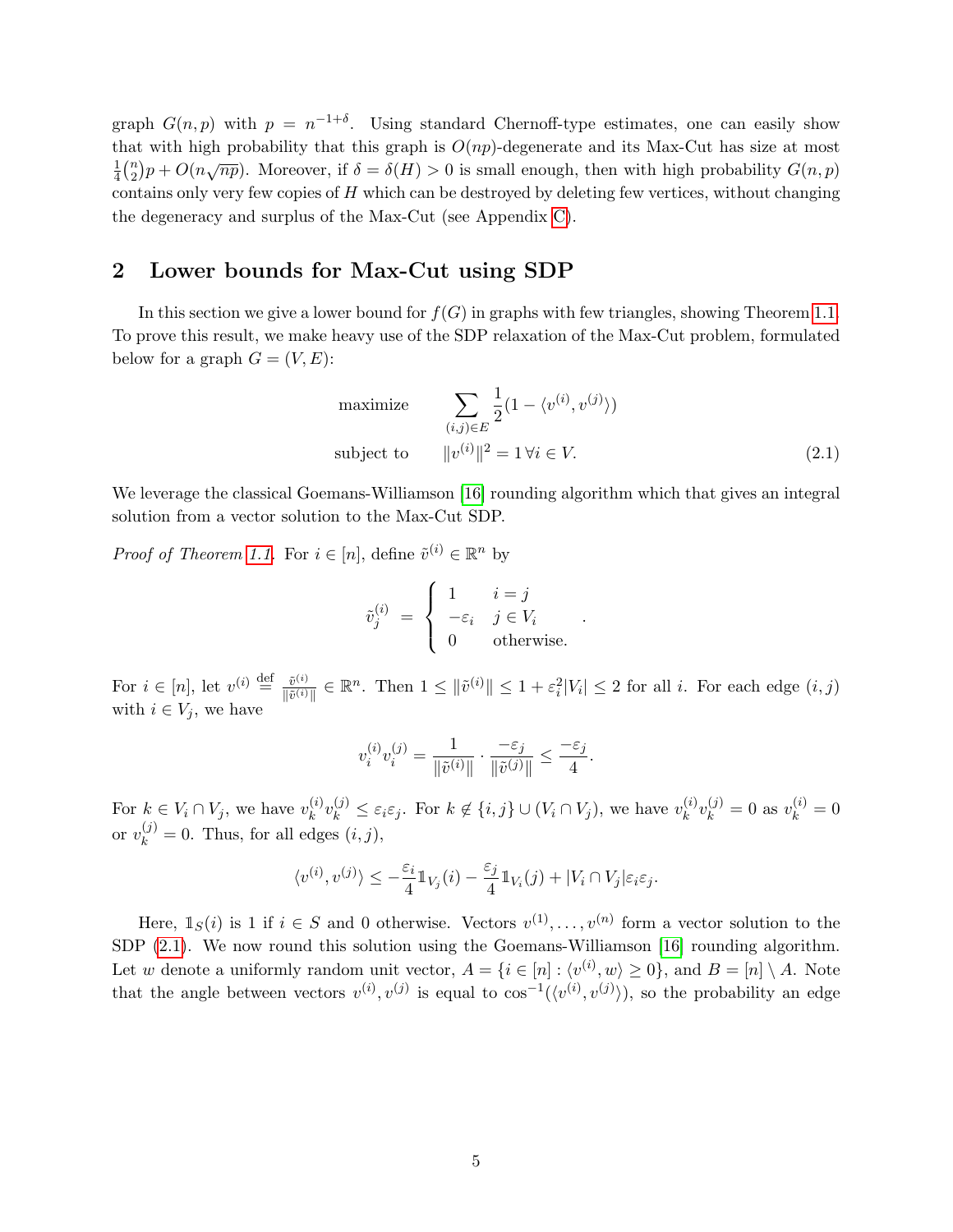graph $G(n,p)$ with $p = n^{-1+\delta}$. Using standard Chernoff-type estimates, one can easily show that with high probability that this graph is $O(np)$-degenerate and its Max-Cut has size at most $\frac{1}{4}\binom{n}{2}p + O(n\sqrt{np})$. Moreover, if $\delta = \delta(H) > 0$ is small enough, then with high probability $G(n,p)$ contains only very few copies of $H$ which can be destroyed by deleting few vertices, without changing the degeneracy and surplus of the Max-Cut (see Appendix C).

## 2 Lower bounds for Max-Cut using SDP

In this section we give a lower bound for $f(G)$ in graphs with few triangles, showing Theorem 1.1. To prove this result, we make heavy use of the SDP relaxation of the Max-Cut problem, formulated below for a graph $G = (V, E)$:

$$\begin{aligned} \text{maximize} \quad & \sum_{(i,j)\in E} \frac{1}{2}(1 - \langle v^{(i)}, v^{(j)} \rangle) \\ \text{subject to} \quad & \|v^{(i)}\|^2 = 1 \, \forall i \in V. \end{aligned} \tag{2.1}$$

We leverage the classical Goemans-Williamson [16] rounding algorithm which that gives an integral solution from a vector solution to the Max-Cut SDP.

*Proof of Theorem 1.1.* For $i \in [n]$, define $\tilde{v}^{(i)} \in \mathbb{R}^n$ by

$$\tilde{v}^{(i)}_j = \begin{cases} 1 & i = j \\ -\varepsilon_i & j \in V_i \\ 0 & \text{otherwise.} \end{cases}$$

For $i \in [n]$, let $v^{(i)} \stackrel{\text{def}}{=} \frac{\tilde{v}^{(i)}}{\|\tilde{v}^{(i)}\|} \in \mathbb{R}^n$. Then $1 \le \|\tilde{v}^{(i)}\| \le 1 + \varepsilon_i^2 |V_i| \le 2$ for all $i$. For each edge $(i,j)$ with $i \in V_j$, we have

$$v^{(i)}_i v^{(j)}_i = \frac{1}{\|\tilde{v}^{(i)}\|} \cdot \frac{-\varepsilon_j}{\|\tilde{v}^{(j)}\|} \le \frac{-\varepsilon_j}{4}.$$

For $k \in V_i \cap V_j$, we have $v^{(i)}_k v^{(j)}_k \le \varepsilon_i \varepsilon_j$. For $k \notin \{i,j\} \cup (V_i \cap V_j)$, we have $v^{(i)}_k v^{(j)}_k = 0$ as $v^{(i)}_k = 0$ or $v^{(j)}_k = 0$. Thus, for all edges $(i,j)$,

$$\langle v^{(i)}, v^{(j)} \rangle \le -\frac{\varepsilon_i}{4} \mathbb{1}_{V_j}(i) - \frac{\varepsilon_j}{4} \mathbb{1}_{V_i}(j) + |V_i \cap V_j| \varepsilon_i \varepsilon_j.$$

Here, $\mathbb{1}_S(i)$ is 1 if $i \in S$ and 0 otherwise. Vectors $v^{(1)}, \ldots, v^{(n)}$ form a vector solution to the SDP (2.1). We now round this solution using the Goemans-Williamson [16] rounding algorithm. Let $w$ denote a uniformly random unit vector, $A = \{i \in [n] : \langle v^{(i)}, w \rangle \ge 0\}$, and $B = [n] \setminus A$. Note that the angle between vectors $v^{(i)}, v^{(j)}$ is equal to $\cos^{-1}(\langle v^{(i)}, v^{(j)} \rangle)$, so the probability an edge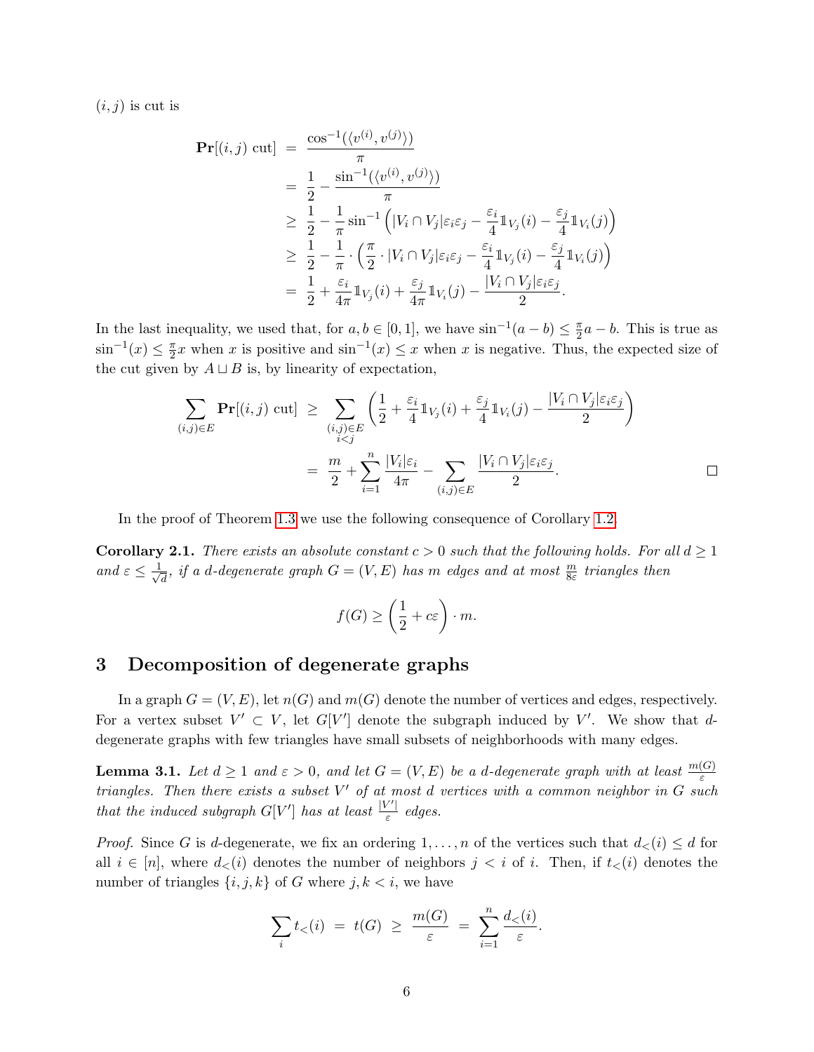$(i,j)$ is cut is

$$
\begin{aligned}
\mathbf{Pr}[(i,j) \text{ cut}] &= \frac{\cos^{-1}(\langle v^{(i)}, v^{(j)}\rangle)}{\pi} \\
&= \frac{1}{2} - \frac{\sin^{-1}(\langle v^{(i)}, v^{(j)}\rangle)}{\pi} \\
&\geq \frac{1}{2} - \frac{1}{\pi}\sin^{-1}\Big(|V_i \cap V_j|\varepsilon_i\varepsilon_j - \frac{\varepsilon_i}{4}\mathbb{1}_{V_j}(i) - \frac{\varepsilon_j}{4}\mathbb{1}_{V_i}(j)\Big) \\
&\geq \frac{1}{2} - \frac{1}{\pi}\cdot\Big(\frac{\pi}{2}\cdot|V_i \cap V_j|\varepsilon_i\varepsilon_j - \frac{\varepsilon_i}{4}\mathbb{1}_{V_j}(i) - \frac{\varepsilon_j}{4}\mathbb{1}_{V_i}(j)\Big) \\
&= \frac{1}{2} + \frac{\varepsilon_i}{4\pi}\mathbb{1}_{V_j}(i) + \frac{\varepsilon_j}{4\pi}\mathbb{1}_{V_i}(j) - \frac{|V_i \cap V_j|\varepsilon_i\varepsilon_j}{2}.
\end{aligned}
$$

In the last inequality, we used that, for $a, b \in [0,1]$, we have $\sin^{-1}(a-b) \leq \frac{\pi}{2}a - b$. This is true as $\sin^{-1}(x) \leq \frac{\pi}{2}x$ when $x$ is positive and $\sin^{-1}(x) \leq x$ when $x$ is negative. Thus, the expected size of the cut given by $A \sqcup B$ is, by linearity of expectation,

$$
\begin{aligned}
\sum_{(i,j)\in E} \mathbf{Pr}[(i,j) \text{ cut}] &\geq \sum_{\substack{(i,j)\in E \\ i<j}} \left(\frac{1}{2} + \frac{\varepsilon_i}{4}\mathbb{1}_{V_j}(i) + \frac{\varepsilon_j}{4}\mathbb{1}_{V_i}(j) - \frac{|V_i \cap V_j|\varepsilon_i\varepsilon_j}{2}\right) \\
&= \frac{m}{2} + \sum_{i=1}^{n} \frac{|V_i|\varepsilon_i}{4\pi} - \sum_{(i,j)\in E} \frac{|V_i \cap V_j|\varepsilon_i\varepsilon_j}{2}.
\end{aligned}
$$

□

In the proof of Theorem 1.3 we use the following consequence of Corollary 1.2.

**Corollary 2.1.** *There exists an absolute constant $c > 0$ such that the following holds. For all $d \geq 1$ and $\varepsilon \leq \frac{1}{\sqrt{d}}$, if a $d$-degenerate graph $G = (V, E)$ has $m$ edges and at most $\frac{m}{8\varepsilon}$ triangles then*

$$
f(G) \geq \left(\frac{1}{2} + c\varepsilon\right)\cdot m.
$$

# 3 Decomposition of degenerate graphs

In a graph $G = (V, E)$, let $n(G)$ and $m(G)$ denote the number of vertices and edges, respectively. For a vertex subset $V' \subset V$, let $G[V']$ denote the subgraph induced by $V'$. We show that $d$-degenerate graphs with few triangles have small subsets of neighborhoods with many edges.

**Lemma 3.1.** *Let $d \geq 1$ and $\varepsilon > 0$, and let $G = (V, E)$ be a $d$-degenerate graph with at least $\frac{m(G)}{\varepsilon}$ triangles. Then there exists a subset $V'$ of at most $d$ vertices with a common neighbor in $G$ such that the induced subgraph $G[V']$ has at least $\frac{|V'|}{\varepsilon}$ edges.*

*Proof.* Since $G$ is $d$-degenerate, we fix an ordering $1, \ldots, n$ of the vertices such that $d_<(i) \leq d$ for all $i \in [n]$, where $d_<(i)$ denotes the number of neighbors $j < i$ of $i$. Then, if $t_<(i)$ denotes the number of triangles $\{i, j, k\}$ of $G$ where $j, k < i$, we have

$$
\sum_i t_<(i) = t(G) \geq \frac{m(G)}{\varepsilon} = \sum_{i=1}^{n} \frac{d_<(i)}{\varepsilon}.
$$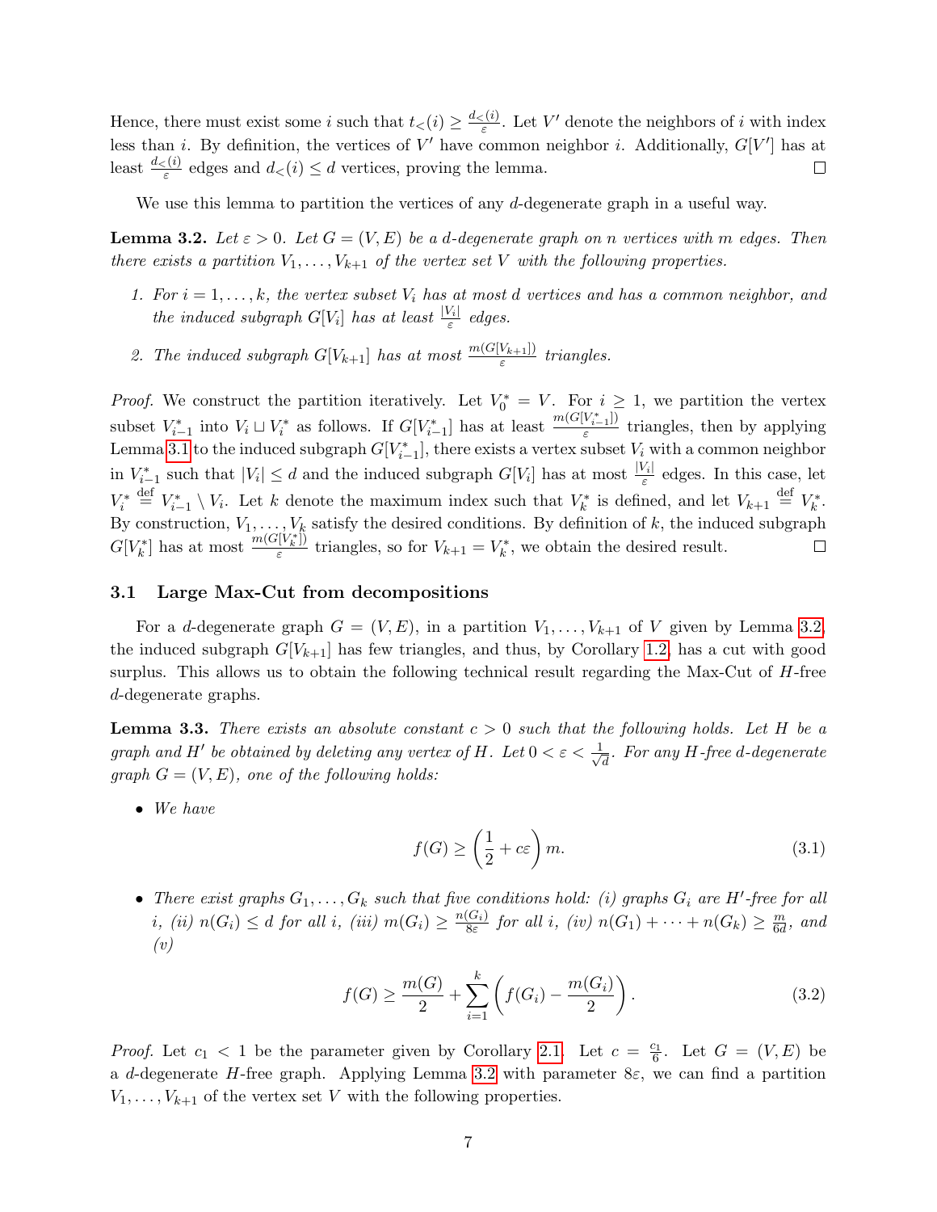Hence, there must exist some $i$ such that $t_<(i) \geq \frac{d_<(i)}{\varepsilon}$. Let $V'$ denote the neighbors of $i$ with index less than $i$. By definition, the vertices of $V'$ have common neighbor $i$. Additionally, $G[V']$ has at least $\frac{d_<(i)}{\varepsilon}$ edges and $d_<(i) \leq d$ vertices, proving the lemma. $\square$

We use this lemma to partition the vertices of any $d$-degenerate graph in a useful way.

**Lemma 3.2.** *Let $\varepsilon > 0$. Let $G = (V, E)$ be a $d$-degenerate graph on $n$ vertices with $m$ edges. Then there exists a partition $V_1, \ldots, V_{k+1}$ of the vertex set $V$ with the following properties.*

1. *For $i = 1, \ldots, k$, the vertex subset $V_i$ has at most $d$ vertices and has a common neighbor, and the induced subgraph $G[V_i]$ has at least $\frac{|V_i|}{\varepsilon}$ edges.*
2. *The induced subgraph $G[V_{k+1}]$ has at most $\frac{m(G[V_{k+1}])}{\varepsilon}$ triangles.*

*Proof.* We construct the partition iteratively. Let $V_0^* = V$. For $i \geq 1$, we partition the vertex subset $V_{i-1}^*$ into $V_i \sqcup V_i^*$ as follows. If $G[V_{i-1}^*]$ has at least $\frac{m(G[V_{i-1}^*])}{\varepsilon}$ triangles, then by applying Lemma 3.1 to the induced subgraph $G[V_{i-1}^*]$, there exists a vertex subset $V_i$ with a common neighbor in $V_{i-1}^*$ such that $|V_i| \leq d$ and the induced subgraph $G[V_i]$ has at most $\frac{|V_i|}{\varepsilon}$ edges. In this case, let $V_i^* \stackrel{\text{def}}{=} V_{i-1}^* \setminus V_i$. Let $k$ denote the maximum index such that $V_k^*$ is defined, and let $V_{k+1} \stackrel{\text{def}}{=} V_k^*$. By construction, $V_1, \ldots, V_k$ satisfy the desired conditions. By definition of $k$, the induced subgraph $G[V_k^*]$ has at most $\frac{m(G[V_k^*])}{\varepsilon}$ triangles, so for $V_{k+1} = V_k^*$, we obtain the desired result. $\square$

## 3.1 Large Max-Cut from decompositions

For a $d$-degenerate graph $G = (V, E)$, in a partition $V_1, \ldots, V_{k+1}$ of $V$ given by Lemma 3.2, the induced subgraph $G[V_{k+1}]$ has few triangles, and thus, by Corollary 1.2, has a cut with good surplus. This allows us to obtain the following technical result regarding the Max-Cut of $H$-free $d$-degenerate graphs.

**Lemma 3.3.** *There exists an absolute constant $c > 0$ such that the following holds. Let $H$ be a graph and $H'$ be obtained by deleting any vertex of $H$. Let $0 < \varepsilon < \frac{1}{\sqrt{d}}$. For any $H$-free $d$-degenerate graph $G = (V, E)$, one of the following holds:*

- *We have*
$$f(G) \geq \left(\frac{1}{2} + c\varepsilon\right) m. \tag{3.1}$$
- *There exist graphs $G_1, \ldots, G_k$ such that five conditions hold: (i) graphs $G_i$ are $H'$-free for all $i$, (ii) $n(G_i) \leq d$ for all $i$, (iii) $m(G_i) \geq \frac{n(G_i)}{8\varepsilon}$ for all $i$, (iv) $n(G_1) + \cdots + n(G_k) \geq \frac{m}{6d}$, and (v)*
$$f(G) \geq \frac{m(G)}{2} + \sum_{i=1}^{k} \left( f(G_i) - \frac{m(G_i)}{2} \right). \tag{3.2}$$

*Proof.* Let $c_1 < 1$ be the parameter given by Corollary 2.1. Let $c = \frac{c_1}{6}$. Let $G = (V, E)$ be a $d$-degenerate $H$-free graph. Applying Lemma 3.2 with parameter $8\varepsilon$, we can find a partition $V_1, \ldots, V_{k+1}$ of the vertex set $V$ with the following properties.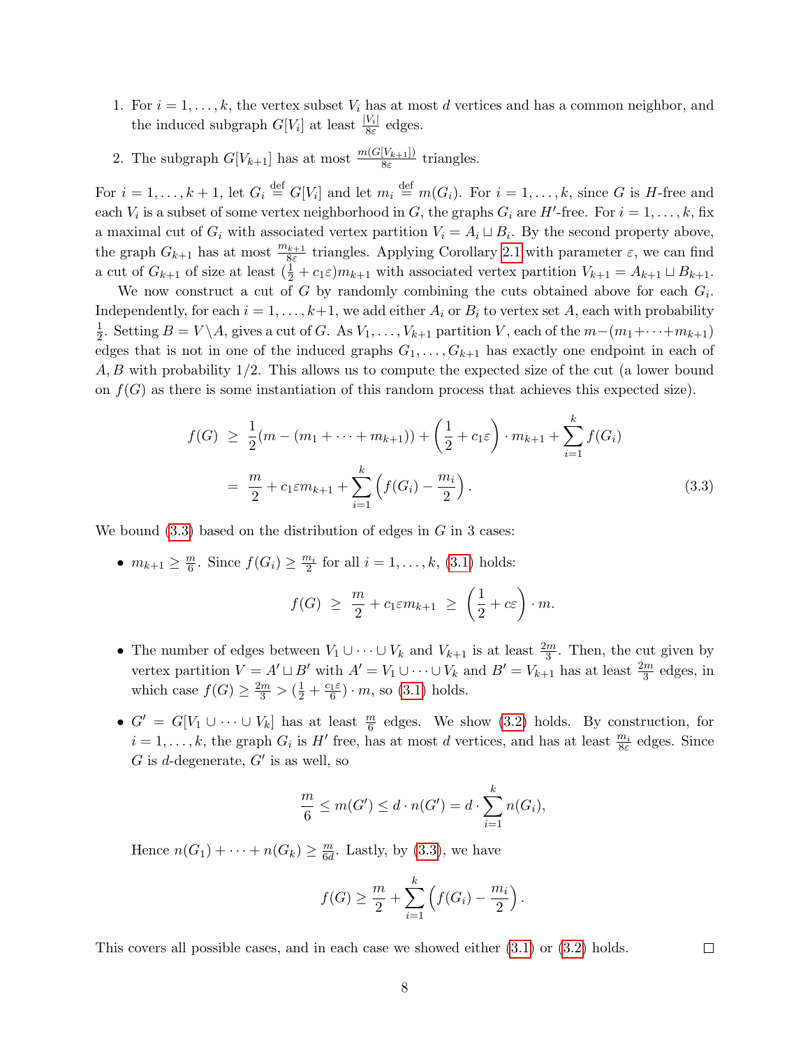1. For $i = 1, \ldots, k$, the vertex subset $V_i$ has at most $d$ vertices and has a common neighbor, and the induced subgraph $G[V_i]$ at least $\frac{|V_i|}{8\varepsilon}$ edges.
2. The subgraph $G[V_{k+1}]$ has at most $\frac{m(G[V_{k+1}])}{8\varepsilon}$ triangles.

For $i = 1, \ldots, k+1$, let $G_i \stackrel{\text{def}}{=} G[V_i]$ and let $m_i \stackrel{\text{def}}{=} m(G_i)$. For $i = 1, \ldots, k$, since $G$ is $H$-free and each $V_i$ is a subset of some vertex neighborhood in $G$, the graphs $G_i$ are $H'$-free. For $i = 1, \ldots, k$, fix a maximal cut of $G_i$ with associated vertex partition $V_i = A_i \sqcup B_i$. By the second property above, the graph $G_{k+1}$ has at most $\frac{m_{k+1}}{8\varepsilon}$ triangles. Applying Corollary 2.1 with parameter $\varepsilon$, we can find a cut of $G_{k+1}$ of size at least $(\frac{1}{2} + c_1\varepsilon)m_{k+1}$ with associated vertex partition $V_{k+1} = A_{k+1} \sqcup B_{k+1}$.

We now construct a cut of $G$ by randomly combining the cuts obtained above for each $G_i$. Independently, for each $i = 1, \ldots, k+1$, we add either $A_i$ or $B_i$ to vertex set $A$, each with probability $\frac{1}{2}$. Setting $B = V \setminus A$, gives a cut of $G$. As $V_1, \ldots, V_{k+1}$ partition $V$, each of the $m - (m_1 + \cdots + m_{k+1})$ edges that is not in one of the induced graphs $G_1, \ldots, G_{k+1}$ has exactly one endpoint in each of $A, B$ with probability $1/2$. This allows us to compute the expected size of the cut (a lower bound on $f(G)$ as there is some instantiation of this random process that achieves this expected size).

$$\begin{aligned} f(G) &\geq \frac{1}{2}(m - (m_1 + \cdots + m_{k+1})) + \left(\frac{1}{2} + c_1\varepsilon\right) \cdot m_{k+1} + \sum_{i=1}^{k} f(G_i) \\ &= \frac{m}{2} + c_1\varepsilon m_{k+1} + \sum_{i=1}^{k} \left(f(G_i) - \frac{m_i}{2}\right). \end{aligned} \tag{3.3}$$

We bound (3.3) based on the distribution of edges in $G$ in 3 cases:

- $m_{k+1} \geq \frac{m}{6}$. Since $f(G_i) \geq \frac{m_i}{2}$ for all $i = 1, \ldots, k$, (3.1) holds:
$$f(G) \geq \frac{m}{2} + c_1\varepsilon m_{k+1} \geq \left(\frac{1}{2} + c\varepsilon\right) \cdot m.$$
- The number of edges between $V_1 \cup \cdots \cup V_k$ and $V_{k+1}$ is at least $\frac{2m}{3}$. Then, the cut given by vertex partition $V = A' \sqcup B'$ with $A' = V_1 \cup \cdots \cup V_k$ and $B' = V_{k+1}$ has at least $\frac{2m}{3}$ edges, in which case $f(G) \geq \frac{2m}{3} > (\frac{1}{2} + \frac{c_1\varepsilon}{6}) \cdot m$, so (3.1) holds.
- $G' = G[V_1 \cup \cdots \cup V_k]$ has at least $\frac{m}{6}$ edges. We show (3.2) holds. By construction, for $i = 1, \ldots, k$, the graph $G_i$ is $H'$ free, has at most $d$ vertices, and has at least $\frac{m_i}{8\varepsilon}$ edges. Since $G$ is $d$-degenerate, $G'$ is as well, so
$$\frac{m}{6} \leq m(G') \leq d \cdot n(G') = d \cdot \sum_{i=1}^{k} n(G_i),$$
Hence $n(G_1) + \cdots + n(G_k) \geq \frac{m}{6d}$. Lastly, by (3.3), we have
$$f(G) \geq \frac{m}{2} + \sum_{i=1}^{k} \left(f(G_i) - \frac{m_i}{2}\right).$$

This covers all possible cases, and in each case we showed either (3.1) or (3.2) holds. $\square$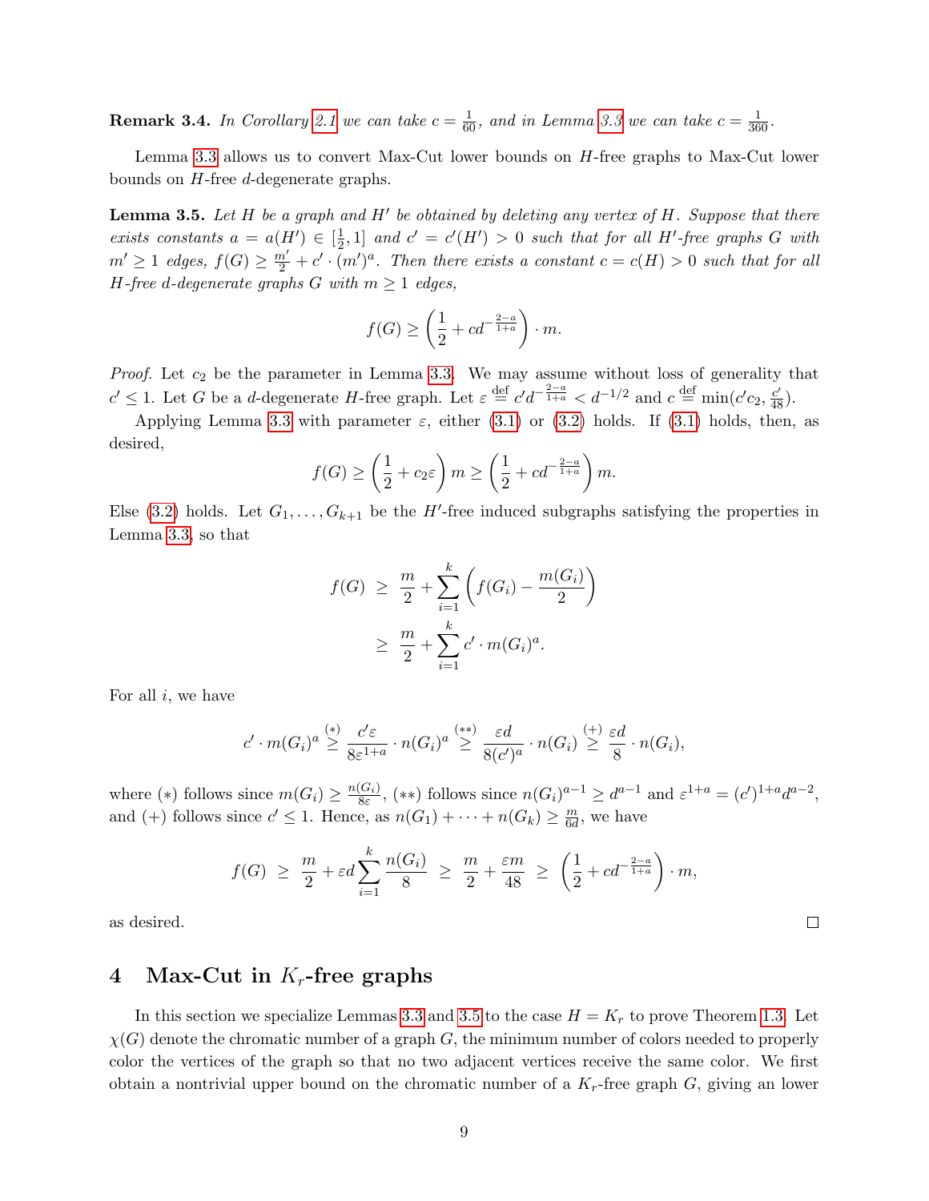**Remark 3.4.** *In Corollary 2.1 we can take $c = \frac{1}{60}$, and in Lemma 3.3 we can take $c = \frac{1}{360}$.*

Lemma 3.3 allows us to convert Max-Cut lower bounds on $H$-free graphs to Max-Cut lower bounds on $H$-free $d$-degenerate graphs.

**Lemma 3.5.** *Let $H$ be a graph and $H'$ be obtained by deleting any vertex of $H$. Suppose that there exists constants $a = a(H') \in [\frac{1}{2}, 1]$ and $c' = c'(H') > 0$ such that for all $H'$-free graphs $G$ with $m' \geq 1$ edges, $f(G) \geq \frac{m'}{2} + c' \cdot (m')^a$. Then there exists a constant $c = c(H) > 0$ such that for all $H$-free $d$-degenerate graphs $G$ with $m \geq 1$ edges,*

$$f(G) \geq \left(\frac{1}{2} + cd^{-\frac{2-a}{1+a}}\right) \cdot m.$$

*Proof.* Let $c_2$ be the parameter in Lemma 3.3. We may assume without loss of generality that $c' \leq 1$. Let $G$ be a $d$-degenerate $H$-free graph. Let $\varepsilon \overset{\text{def}}{=} c'd^{-\frac{2-a}{1+a}} < d^{-1/2}$ and $c \overset{\text{def}}{=} \min(c'c_2, \frac{c'}{48})$.

Applying Lemma 3.3 with parameter $\varepsilon$, either (3.1) or (3.2) holds. If (3.1) holds, then, as desired,

$$f(G) \geq \left(\frac{1}{2} + c_2\varepsilon\right) m \geq \left(\frac{1}{2} + cd^{-\frac{2-a}{1+a}}\right) m.$$

Else (3.2) holds. Let $G_1, \ldots, G_{k+1}$ be the $H'$-free induced subgraphs satisfying the properties in Lemma 3.3, so that

$$\begin{aligned} f(G) &\geq \frac{m}{2} + \sum_{i=1}^{k} \left(f(G_i) - \frac{m(G_i)}{2}\right) \\ &\geq \frac{m}{2} + \sum_{i=1}^{k} c' \cdot m(G_i)^a. \end{aligned}$$

For all $i$, we have

$$c' \cdot m(G_i)^a \overset{(*)}{\geq} \frac{c'\varepsilon}{8\varepsilon^{1+a}} \cdot n(G_i)^a \overset{(**)}{\geq} \frac{\varepsilon d}{8(c')^a} \cdot n(G_i) \overset{(+)}{\geq} \frac{\varepsilon d}{8} \cdot n(G_i),$$

where $(*)$ follows since $m(G_i) \geq \frac{n(G_i)}{8\varepsilon}$, $(**)$ follows since $n(G_i)^{a-1} \geq d^{a-1}$ and $\varepsilon^{1+a} = (c')^{1+a}d^{a-2}$, and $(+)$ follows since $c' \leq 1$. Hence, as $n(G_1) + \cdots + n(G_k) \geq \frac{m}{6d}$, we have

$$f(G) \;\geq\; \frac{m}{2} + \varepsilon d \sum_{i=1}^{k} \frac{n(G_i)}{8} \;\geq\; \frac{m}{2} + \frac{\varepsilon m}{48} \;\geq\; \left(\frac{1}{2} + cd^{-\frac{2-a}{1+a}}\right) \cdot m,$$

as desired. $\square$

## 4 Max-Cut in $K_r$-free graphs

In this section we specialize Lemmas 3.3 and 3.5 to the case $H = K_r$ to prove Theorem 1.3. Let $\chi(G)$ denote the chromatic number of a graph $G$, the minimum number of colors needed to properly color the vertices of the graph so that no two adjacent vertices receive the same color. We first obtain a nontrivial upper bound on the chromatic number of a $K_r$-free graph $G$, giving an lower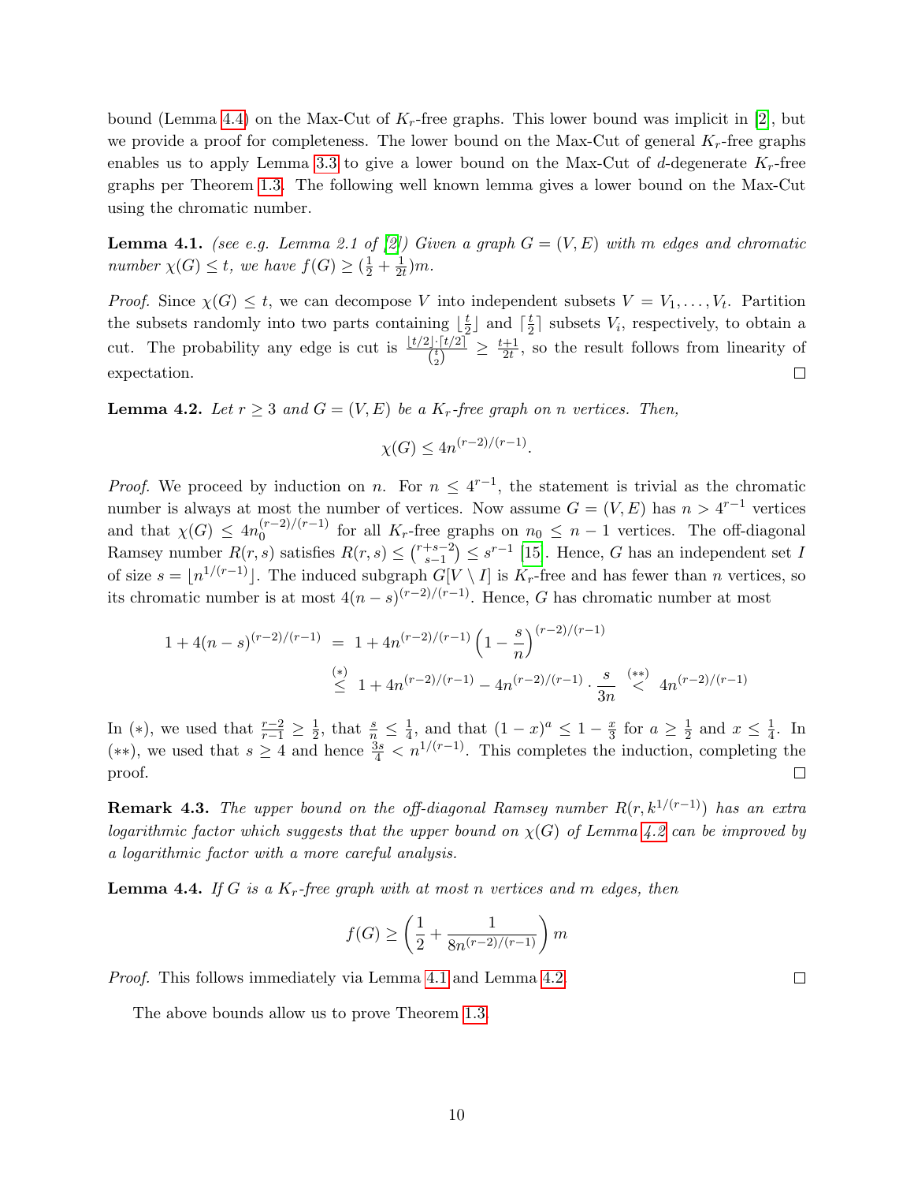bound (Lemma 4.4) on the Max-Cut of $K_r$-free graphs. This lower bound was implicit in [2], but we provide a proof for completeness. The lower bound on the Max-Cut of general $K_r$-free graphs enables us to apply Lemma 3.3 to give a lower bound on the Max-Cut of $d$-degenerate $K_r$-free graphs per Theorem 1.3. The following well known lemma gives a lower bound on the Max-Cut using the chromatic number.

**Lemma 4.1.** *(see e.g. Lemma 2.1 of [2]) Given a graph $G = (V, E)$ with $m$ edges and chromatic number $\chi(G) \le t$, we have $f(G) \ge (\frac{1}{2} + \frac{1}{2t})m$.*

*Proof.* Since $\chi(G) \le t$, we can decompose $V$ into independent subsets $V = V_1, \dots, V_t$. Partition the subsets randomly into two parts containing $\lfloor \frac{t}{2} \rfloor$ and $\lceil \frac{t}{2} \rceil$ subsets $V_i$, respectively, to obtain a cut. The probability any edge is cut is $\frac{\lfloor t/2 \rfloor \cdot \lceil t/2 \rceil}{\binom{t}{2}} \ge \frac{t+1}{2t}$, so the result follows from linearity of expectation. □

**Lemma 4.2.** *Let $r \ge 3$ and $G = (V, E)$ be a $K_r$-free graph on $n$ vertices. Then,*

$$\chi(G) \le 4n^{(r-2)/(r-1)}.$$

*Proof.* We proceed by induction on $n$. For $n \le 4^{r-1}$, the statement is trivial as the chromatic number is always at most the number of vertices. Now assume $G = (V, E)$ has $n > 4^{r-1}$ vertices and that $\chi(G) \le 4n_0^{(r-2)/(r-1)}$ for all $K_r$-free graphs on $n_0 \le n-1$ vertices. The off-diagonal Ramsey number $R(r, s)$ satisfies $R(r, s) \le \binom{r+s-2}{s-1} \le s^{r-1}$ [15]. Hence, $G$ has an independent set $I$ of size $s = \lfloor n^{1/(r-1)} \rfloor$. The induced subgraph $G[V \setminus I]$ is $K_r$-free and has fewer than $n$ vertices, so its chromatic number is at most $4(n-s)^{(r-2)/(r-1)}$. Hence, $G$ has chromatic number at most

$$\begin{aligned} 1 + 4(n-s)^{(r-2)/(r-1)} &= 1 + 4n^{(r-2)/(r-1)} \left(1 - \frac{s}{n}\right)^{(r-2)/(r-1)} \\ &\overset{(*)}{\le} 1 + 4n^{(r-2)/(r-1)} - 4n^{(r-2)/(r-1)} \cdot \frac{s}{3n} \overset{(**)}{<} 4n^{(r-2)/(r-1)} \end{aligned}$$

In $(*)$, we used that $\frac{r-2}{r-1} \ge \frac{1}{2}$, that $\frac{s}{n} \le \frac{1}{4}$, and that $(1-x)^a \le 1 - \frac{x}{3}$ for $a \ge \frac{1}{2}$ and $x \le \frac{1}{4}$. In $(**)$, we used that $s \ge 4$ and hence $\frac{3s}{4} < n^{1/(r-1)}$. This completes the induction, completing the proof. □

**Remark 4.3.** *The upper bound on the off-diagonal Ramsey number $R(r, k^{1/(r-1)})$ has an extra logarithmic factor which suggests that the upper bound on $\chi(G)$ of Lemma 4.2 can be improved by a logarithmic factor with a more careful analysis.*

**Lemma 4.4.** *If $G$ is a $K_r$-free graph with at most $n$ vertices and $m$ edges, then*

$$f(G) \ge \left(\frac{1}{2} + \frac{1}{8n^{(r-2)/(r-1)}}\right) m$$

*Proof.* This follows immediately via Lemma 4.1 and Lemma 4.2. □

The above bounds allow us to prove Theorem 1.3.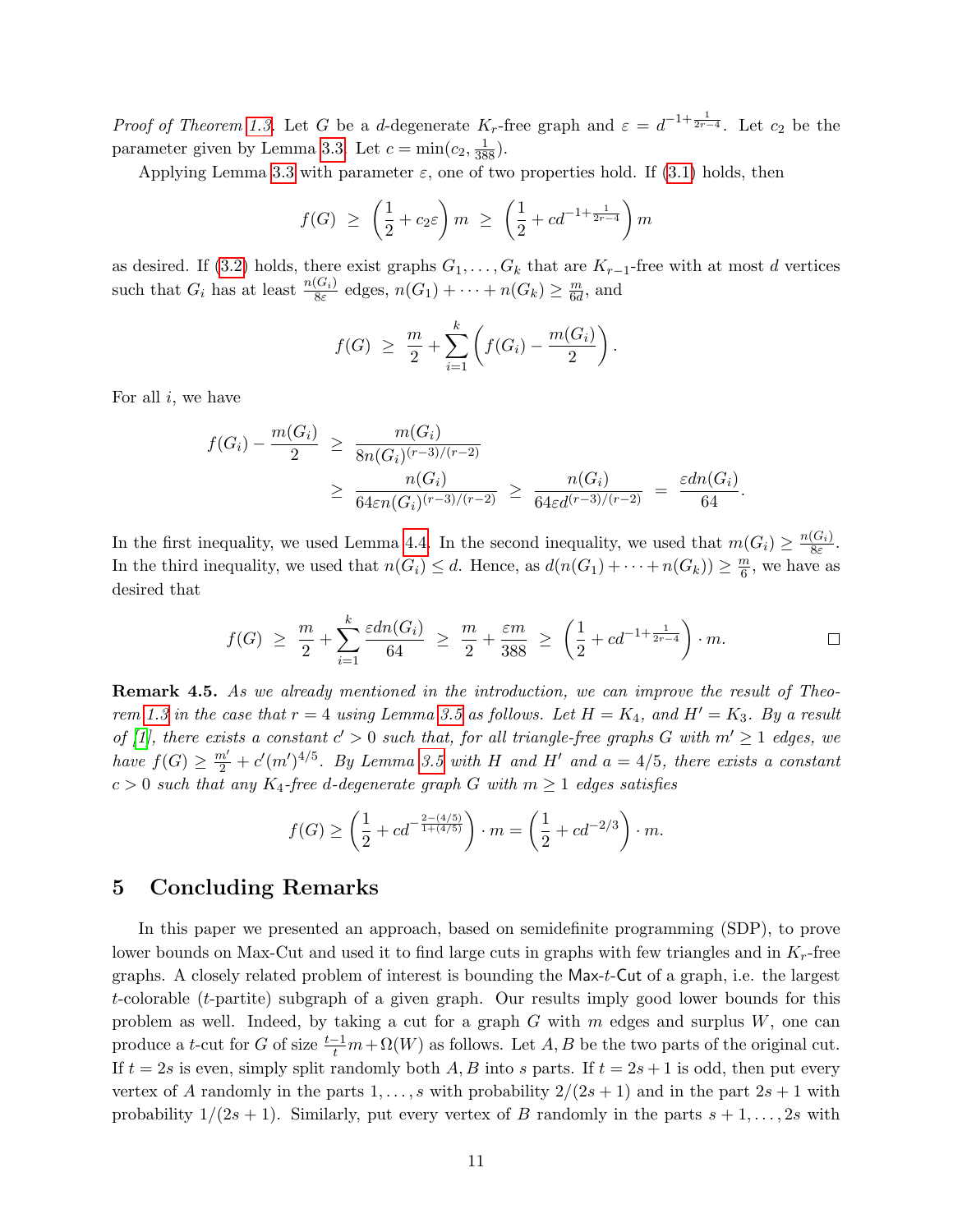*Proof of Theorem 1.3.* Let $G$ be a $d$-degenerate $K_r$-free graph and $\varepsilon = d^{-1+\frac{1}{2r-4}}$. Let $c_2$ be the parameter given by Lemma 3.3. Let $c = \min(c_2, \frac{1}{388})$.

Applying Lemma 3.3 with parameter $\varepsilon$, one of two properties hold. If (3.1) holds, then

$$f(G) \;\geq\; \left(\frac{1}{2} + c_2\varepsilon\right) m \;\geq\; \left(\frac{1}{2} + cd^{-1+\frac{1}{2r-4}}\right) m$$

as desired. If (3.2) holds, there exist graphs $G_1, \ldots, G_k$ that are $K_{r-1}$-free with at most $d$ vertices such that $G_i$ has at least $\frac{n(G_i)}{8\varepsilon}$ edges, $n(G_1) + \cdots + n(G_k) \geq \frac{m}{6d}$, and

$$f(G) \;\geq\; \frac{m}{2} + \sum_{i=1}^{k} \left(f(G_i) - \frac{m(G_i)}{2}\right).$$

For all $i$, we have

$$\begin{aligned} f(G_i) - \frac{m(G_i)}{2} \;&\geq\; \frac{m(G_i)}{8n(G_i)^{(r-3)/(r-2)}} \\ &\geq\; \frac{n(G_i)}{64\varepsilon n(G_i)^{(r-3)/(r-2)}} \;\geq\; \frac{n(G_i)}{64\varepsilon d^{(r-3)/(r-2)}} \;=\; \frac{\varepsilon d n(G_i)}{64}. \end{aligned}$$

In the first inequality, we used Lemma 4.4. In the second inequality, we used that $m(G_i) \geq \frac{n(G_i)}{8\varepsilon}$. In the third inequality, we used that $n(G_i) \leq d$. Hence, as $d(n(G_1) + \cdots + n(G_k)) \geq \frac{m}{6}$, we have as desired that

$$f(G) \;\geq\; \frac{m}{2} + \sum_{i=1}^{k} \frac{\varepsilon d n(G_i)}{64} \;\geq\; \frac{m}{2} + \frac{\varepsilon m}{388} \;\geq\; \left(\frac{1}{2} + cd^{-1+\frac{1}{2r-4}}\right) \cdot m.$$

□

**Remark 4.5.** *As we already mentioned in the introduction, we can improve the result of Theorem 1.3 in the case that $r = 4$ using Lemma 3.5 as follows. Let $H = K_4$, and $H' = K_3$. By a result of [1], there exists a constant $c' > 0$ such that, for all triangle-free graphs $G$ with $m' \geq 1$ edges, we have $f(G) \geq \frac{m'}{2} + c'(m')^{4/5}$. By Lemma 3.5 with $H$ and $H'$ and $a = 4/5$, there exists a constant $c > 0$ such that any $K_4$-free $d$-degenerate graph $G$ with $m \geq 1$ edges satisfies*

$$f(G) \geq \left(\frac{1}{2} + cd^{-\frac{2-(4/5)}{1+(4/5)}}\right) \cdot m = \left(\frac{1}{2} + cd^{-2/3}\right) \cdot m.$$

## 5 Concluding Remarks

In this paper we presented an approach, based on semidefinite programming (SDP), to prove lower bounds on Max-Cut and used it to find large cuts in graphs with few triangles and in $K_r$-free graphs. A closely related problem of interest is bounding the Max-$t$-Cut of a graph, i.e. the largest $t$-colorable ($t$-partite) subgraph of a given graph. Our results imply good lower bounds for this problem as well. Indeed, by taking a cut for a graph $G$ with $m$ edges and surplus $W$, one can produce a $t$-cut for $G$ of size $\frac{t-1}{t}m + \Omega(W)$ as follows. Let $A, B$ be the two parts of the original cut. If $t = 2s$ is even, simply split randomly both $A, B$ into $s$ parts. If $t = 2s + 1$ is odd, then put every vertex of $A$ randomly in the parts $1, \ldots, s$ with probability $2/(2s + 1)$ and in the part $2s + 1$ with probability $1/(2s + 1)$. Similarly, put every vertex of $B$ randomly in the parts $s + 1, \ldots, 2s$ with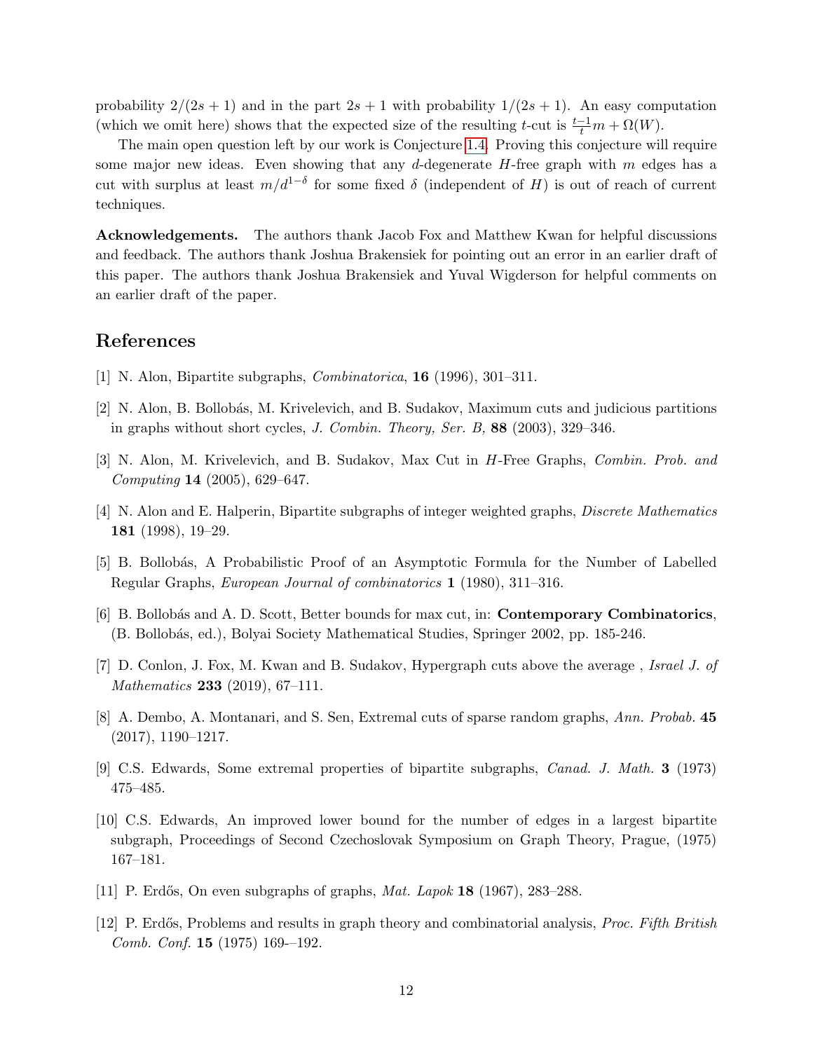probability $2/(2s+1)$ and in the part $2s+1$ with probability $1/(2s+1)$. An easy computation (which we omit here) shows that the expected size of the resulting $t$-cut is $\frac{t-1}{t}m + \Omega(W)$.

The main open question left by our work is Conjecture 1.4. Proving this conjecture will require some major new ideas. Even showing that any $d$-degenerate $H$-free graph with $m$ edges has a cut with surplus at least $m/d^{1-\delta}$ for some fixed $\delta$ (independent of $H$) is out of reach of current techniques.

**Acknowledgements.** The authors thank Jacob Fox and Matthew Kwan for helpful discussions and feedback. The authors thank Joshua Brakensiek for pointing out an error in an earlier draft of this paper. The authors thank Joshua Brakensiek and Yuval Wigderson for helpful comments on an earlier draft of the paper.

## References

[1] N. Alon, Bipartite subgraphs, *Combinatorica*, **16** (1996), 301–311.

[2] N. Alon, B. Bollobás, M. Krivelevich, and B. Sudakov, Maximum cuts and judicious partitions in graphs without short cycles, *J. Combin. Theory, Ser. B,* **88** (2003), 329–346.

[3] N. Alon, M. Krivelevich, and B. Sudakov, Max Cut in $H$-Free Graphs, *Combin. Prob. and Computing* **14** (2005), 629–647.

[4] N. Alon and E. Halperin, Bipartite subgraphs of integer weighted graphs, *Discrete Mathematics* **181** (1998), 19–29.

[5] B. Bollobás, A Probabilistic Proof of an Asymptotic Formula for the Number of Labelled Regular Graphs, *European Journal of combinatorics* **1** (1980), 311–316.

[6] B. Bollobás and A. D. Scott, Better bounds for max cut, in: **Contemporary Combinatorics**, (B. Bollobás, ed.), Bolyai Society Mathematical Studies, Springer 2002, pp. 185-246.

[7] D. Conlon, J. Fox, M. Kwan and B. Sudakov, Hypergraph cuts above the average , *Israel J. of Mathematics* **233** (2019), 67–111.

[8] A. Dembo, A. Montanari, and S. Sen, Extremal cuts of sparse random graphs, *Ann. Probab.* **45** (2017), 1190–1217.

[9] C.S. Edwards, Some extremal properties of bipartite subgraphs, *Canad. J. Math.* **3** (1973) 475–485.

[10] C.S. Edwards, An improved lower bound for the number of edges in a largest bipartite subgraph, Proceedings of Second Czechoslovak Symposium on Graph Theory, Prague, (1975) 167–181.

[11] P. Erdős, On even subgraphs of graphs, *Mat. Lapok* **18** (1967), 283–288.

[12] P. Erdős, Problems and results in graph theory and combinatorial analysis, *Proc. Fifth British Comb. Conf.* **15** (1975) 169-–192.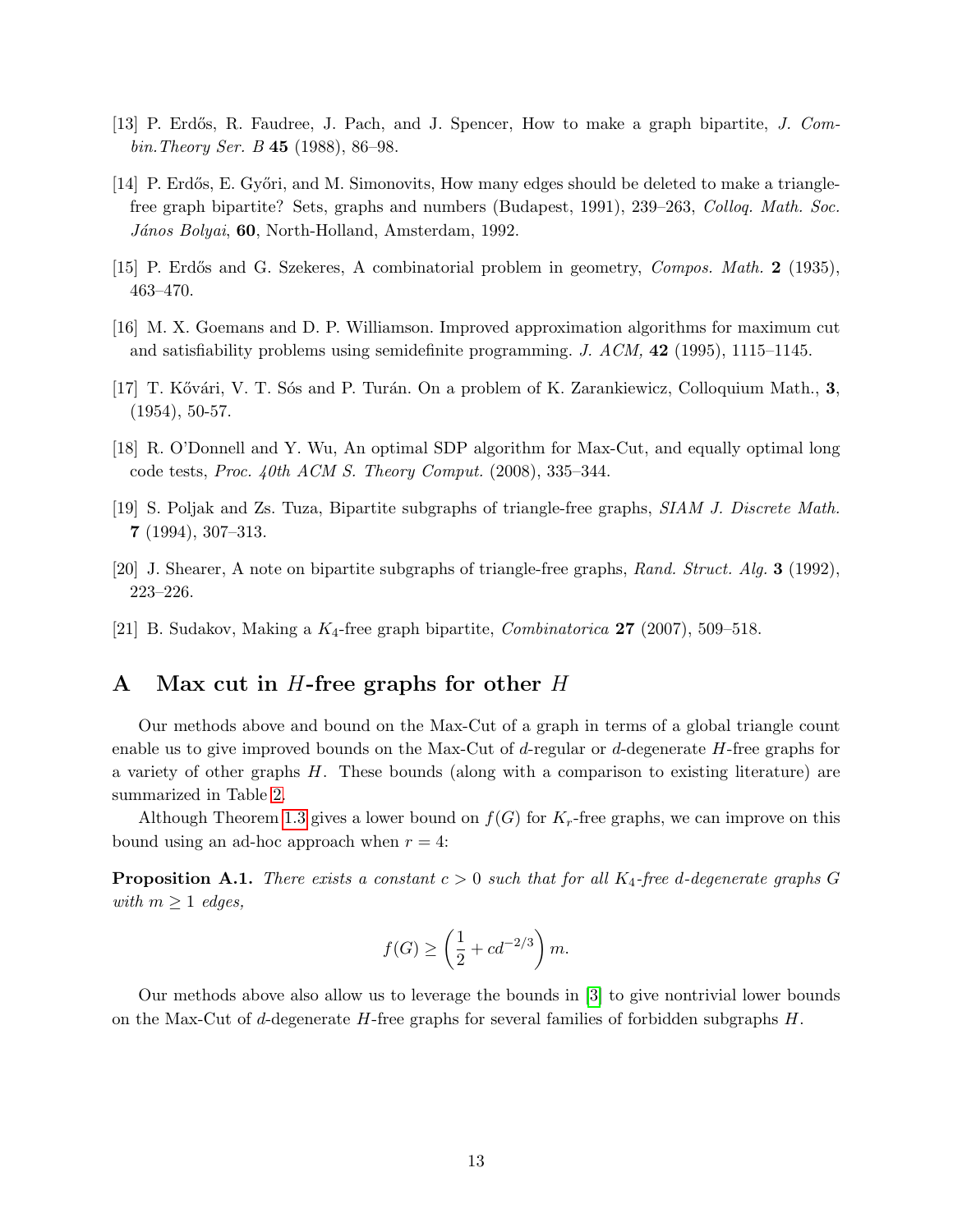[13] P. Erdős, R. Faudree, J. Pach, and J. Spencer, How to make a graph bipartite, *J. Combin.Theory Ser. B* **45** (1988), 86–98.

[14] P. Erdős, E. Győri, and M. Simonovits, How many edges should be deleted to make a triangle-free graph bipartite? Sets, graphs and numbers (Budapest, 1991), 239–263, *Colloq. Math. Soc. János Bolyai*, **60**, North-Holland, Amsterdam, 1992.

[15] P. Erdős and G. Szekeres, A combinatorial problem in geometry, *Compos. Math.* **2** (1935), 463–470.

[16] M. X. Goemans and D. P. Williamson. Improved approximation algorithms for maximum cut and satisfiability problems using semidefinite programming. *J. ACM,* **42** (1995), 1115–1145.

[17] T. Kővári, V. T. Sós and P. Turán. On a problem of K. Zarankiewicz, Colloquium Math., **3**, (1954), 50-57.

[18] R. O'Donnell and Y. Wu, An optimal SDP algorithm for Max-Cut, and equally optimal long code tests, *Proc. 40th ACM S. Theory Comput.* (2008), 335–344.

[19] S. Poljak and Zs. Tuza, Bipartite subgraphs of triangle-free graphs, *SIAM J. Discrete Math.* **7** (1994), 307–313.

[20] J. Shearer, A note on bipartite subgraphs of triangle-free graphs, *Rand. Struct. Alg.* **3** (1992), 223–226.

[21] B. Sudakov, Making a $K_4$-free graph bipartite, *Combinatorica* **27** (2007), 509–518.

# A Max cut in $H$-free graphs for other $H$

Our methods above and bound on the Max-Cut of a graph in terms of a global triangle count enable us to give improved bounds on the Max-Cut of $d$-regular or $d$-degenerate $H$-free graphs for a variety of other graphs $H$. These bounds (along with a comparison to existing literature) are summarized in Table 2.

Although Theorem 1.3 gives a lower bound on $f(G)$ for $K_r$-free graphs, we can improve on this bound using an ad-hoc approach when $r = 4$:

**Proposition A.1.** *There exists a constant $c > 0$ such that for all $K_4$-free $d$-degenerate graphs $G$ with $m \geq 1$ edges,*

$$f(G) \geq \left(\frac{1}{2} + cd^{-2/3}\right) m.$$

Our methods above also allow us to leverage the bounds in [3] to give nontrivial lower bounds on the Max-Cut of $d$-degenerate $H$-free graphs for several families of forbidden subgraphs $H$.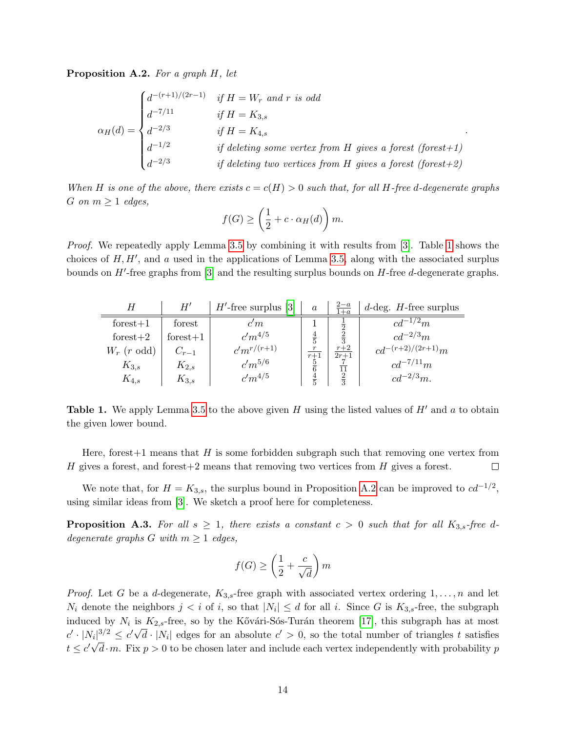**Proposition A.2.** *For a graph $H$, let*

$$\alpha_H(d) = \begin{cases} d^{-(r+1)/(2r-1)} & \text{if } H = W_r \text{ and } r \text{ is odd} \\ d^{-7/11} & \text{if } H = K_{3,s} \\ d^{-2/3} & \text{if } H = K_{4,s} \\ d^{-1/2} & \text{if deleting some vertex from } H \text{ gives a forest (forest+1)} \\ d^{-2/3} & \text{if deleting two vertices from } H \text{ gives a forest (forest+2)} \end{cases}.$$

*When $H$ is one of the above, there exists $c = c(H) > 0$ such that, for all $H$-free $d$-degenerate graphs $G$ on $m \geq 1$ edges,*

$$f(G) \geq \left(\frac{1}{2} + c \cdot \alpha_H(d)\right) m.$$

*Proof.* We repeatedly apply Lemma 3.5 by combining it with results from [3]. Table 1 shows the choices of $H, H'$, and $a$ used in the applications of Lemma 3.5, along with the associated surplus bounds on $H'$-free graphs from [3] and the resulting surplus bounds on $H$-free $d$-degenerate graphs.

| $H$ | $H'$ | $H'$-free surplus [3] | $a$ | $\frac{2-a}{1+a}$ | $d$-deg. $H$-free surplus |
|---|---|---|---|---|---|
| forest+1 | forest | $c'm$ | $1$ | $\frac{1}{2}$ | $cd^{-1/2}m$ |
| forest+2 | forest+1 | $c'm^{4/5}$ | $\frac{4}{5}$ | $\frac{2}{3}$ | $cd^{-2/3}m$ |
| $W_r$ ($r$ odd) | $C_{r-1}$ | $c'm^{r/(r+1)}$ | $\frac{r}{r+1}$ | $\frac{r+2}{2r+1}$ | $cd^{-(r+2)/(2r+1)}m$ |
| $K_{3,s}$ | $K_{2,s}$ | $c'm^{5/6}$ | $\frac{5}{6}$ | $\frac{7}{11}$ | $cd^{-7/11}m$ |
| $K_{4,s}$ | $K_{3,s}$ | $c'm^{4/5}$ | $\frac{4}{5}$ | $\frac{2}{3}$ | $cd^{-2/3}m.$ |

**Table 1.** We apply Lemma 3.5 to the above given $H$ using the listed values of $H'$ and $a$ to obtain the given lower bound.

Here, forest+1 means that $H$ is some forbidden subgraph such that removing one vertex from $H$ gives a forest, and forest+2 means that removing two vertices from $H$ gives a forest. $\square$

We note that, for $H = K_{3,s}$, the surplus bound in Proposition A.2 can be improved to $cd^{-1/2}$, using similar ideas from [3]. We sketch a proof here for completeness.

**Proposition A.3.** *For all $s \geq 1$, there exists a constant $c > 0$ such that for all $K_{3,s}$-free $d$-degenerate graphs $G$ with $m \geq 1$ edges,*

$$f(G) \geq \left(\frac{1}{2} + \frac{c}{\sqrt{d}}\right) m$$

*Proof.* Let $G$ be a $d$-degenerate, $K_{3,s}$-free graph with associated vertex ordering $1, \ldots, n$ and let $N_i$ denote the neighbors $j < i$ of $i$, so that $|N_i| \leq d$ for all $i$. Since $G$ is $K_{3,s}$-free, the subgraph induced by $N_i$ is $K_{2,s}$-free, so by the Kővári-Sós-Turán theorem [17], this subgraph has at most $c' \cdot |N_i|^{3/2} \leq c'\sqrt{d} \cdot |N_i|$ edges for an absolute $c' > 0$, so the total number of triangles $t$ satisfies $t \leq c'\sqrt{d} \cdot m$. Fix $p > 0$ to be chosen later and include each vertex independently with probability $p$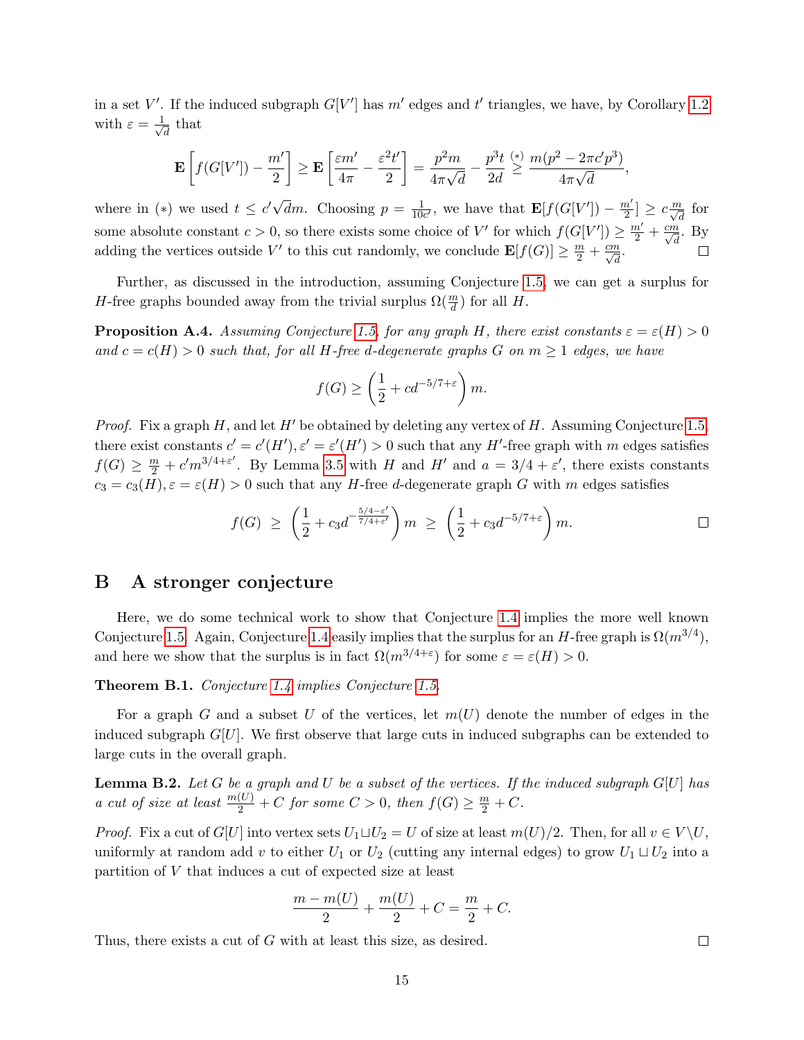in a set $V'$. If the induced subgraph $G[V']$ has $m'$ edges and $t'$ triangles, we have, by Corollary 1.2 with $\varepsilon = \frac{1}{\sqrt{d}}$ that

$$\mathbf{E}\left[f(G[V']) - \frac{m'}{2}\right] \geq \mathbf{E}\left[\frac{\varepsilon m'}{4\pi} - \frac{\varepsilon^2 t'}{2}\right] = \frac{p^2 m}{4\pi\sqrt{d}} - \frac{p^3 t}{2d} \overset{(*)}{\geq} \frac{m(p^2 - 2\pi c' p^3)}{4\pi\sqrt{d}},$$

where in $(*)$ we used $t \leq c'\sqrt{d}m$. Choosing $p = \frac{1}{10c'}$, we have that $\mathbf{E}[f(G[V']) - \frac{m'}{2}] \geq c\frac{m}{\sqrt{d}}$ for some absolute constant $c > 0$, so there exists some choice of $V'$ for which $f(G[V']) \geq \frac{m'}{2} + \frac{cm}{\sqrt{d}}$. By adding the vertices outside $V'$ to this cut randomly, we conclude $\mathbf{E}[f(G)] \geq \frac{m}{2} + \frac{cm}{\sqrt{d}}$. □

Further, as discussed in the introduction, assuming Conjecture 1.5, we can get a surplus for $H$-free graphs bounded away from the trivial surplus $\Omega(\frac{m}{d})$ for all $H$.

**Proposition A.4.** *Assuming Conjecture 1.5, for any graph $H$, there exist constants $\varepsilon = \varepsilon(H) > 0$ and $c = c(H) > 0$ such that, for all $H$-free $d$-degenerate graphs $G$ on $m \geq 1$ edges, we have*

$$f(G) \geq \left(\frac{1}{2} + cd^{-5/7+\varepsilon}\right) m.$$

*Proof.* Fix a graph $H$, and let $H'$ be obtained by deleting any vertex of $H$. Assuming Conjecture 1.5, there exist constants $c' = c'(H'), \varepsilon' = \varepsilon'(H') > 0$ such that any $H'$-free graph with $m$ edges satisfies $f(G) \geq \frac{m}{2} + c' m^{3/4+\varepsilon'}$. By Lemma 3.5 with $H$ and $H'$ and $a = 3/4 + \varepsilon'$, there exists constants $c_3 = c_3(H), \varepsilon = \varepsilon(H) > 0$ such that any $H$-free $d$-degenerate graph $G$ with $m$ edges satisfies

$$f(G) \;\geq\; \left(\frac{1}{2} + c_3 d^{-\frac{5/4-\varepsilon'}{7/4+\varepsilon'}}\right) m \;\geq\; \left(\frac{1}{2} + c_3 d^{-5/7+\varepsilon}\right) m.$$

□

# B A stronger conjecture

Here, we do some technical work to show that Conjecture 1.4 implies the more well known Conjecture 1.5. Again, Conjecture 1.4 easily implies that the surplus for an $H$-free graph is $\Omega(m^{3/4})$, and here we show that the surplus is in fact $\Omega(m^{3/4+\varepsilon})$ for some $\varepsilon = \varepsilon(H) > 0$.

**Theorem B.1.** *Conjecture 1.4 implies Conjecture 1.5.*

For a graph $G$ and a subset $U$ of the vertices, let $m(U)$ denote the number of edges in the induced subgraph $G[U]$. We first observe that large cuts in induced subgraphs can be extended to large cuts in the overall graph.

**Lemma B.2.** *Let $G$ be a graph and $U$ be a subset of the vertices. If the induced subgraph $G[U]$ has a cut of size at least $\frac{m(U)}{2} + C$ for some $C > 0$, then $f(G) \geq \frac{m}{2} + C$.*

*Proof.* Fix a cut of $G[U]$ into vertex sets $U_1 \sqcup U_2 = U$ of size at least $m(U)/2$. Then, for all $v \in V \setminus U$, uniformly at random add $v$ to either $U_1$ or $U_2$ (cutting any internal edges) to grow $U_1 \sqcup U_2$ into a partition of $V$ that induces a cut of expected size at least

$$\frac{m - m(U)}{2} + \frac{m(U)}{2} + C = \frac{m}{2} + C.$$

Thus, there exists a cut of $G$ with at least this size, as desired. □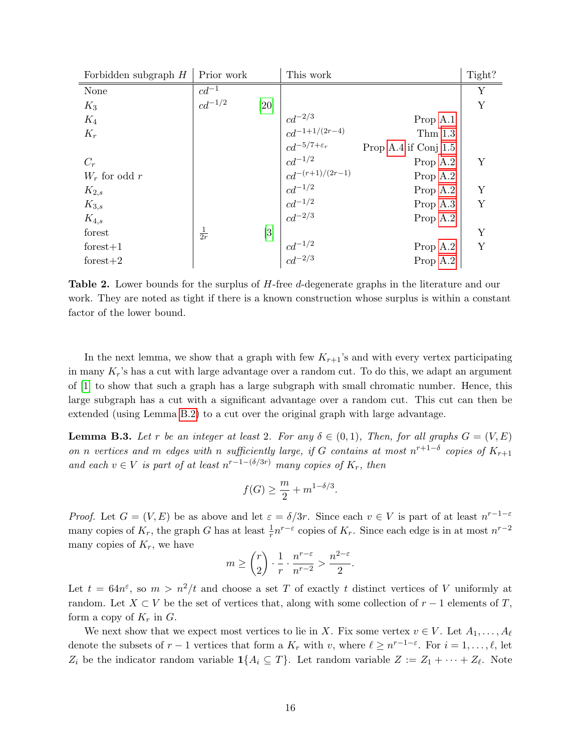| Forbidden subgraph $H$ | Prior work | | This work | | Tight? |
|---|---|---|---|---|---|
| None | $cd^{-1}$ | | | | Y |
| $K_3$ | $cd^{-1/2}$ | [20] | | | Y |
| $K_4$ | | | $cd^{-2/3}$ | Prop A.1 | |
| $K_r$ | | | $cd^{-1+1/(2r-4)}$ | Thm 1.3 | |
| | | | $cd^{-5/7+\varepsilon_r}$ | Prop A.4 if Conj 1.5 | |
| $C_r$ | | | $cd^{-1/2}$ | Prop A.2 | Y |
| $W_r$ for odd $r$ | | | $cd^{-(r+1)/(2r-1)}$ | Prop A.2 | |
| $K_{2,s}$ | | | $cd^{-1/2}$ | Prop A.2 | Y |
| $K_{3,s}$ | | | $cd^{-1/2}$ | Prop A.3 | Y |
| $K_{4,s}$ | | | $cd^{-2/3}$ | Prop A.2 | |
| forest | $\frac{1}{2r}$ | [3] | | | Y |
| forest+1 | | | $cd^{-1/2}$ | Prop A.2 | Y |
| forest+2 | | | $cd^{-2/3}$ | Prop A.2 | |

**Table 2.** Lower bounds for the surplus of $H$-free $d$-degenerate graphs in the literature and our work. They are noted as tight if there is a known construction whose surplus is within a constant factor of the lower bound.

In the next lemma, we show that a graph with few $K_{r+1}$'s and with every vertex participating in many $K_r$'s has a cut with large advantage over a random cut. To do this, we adapt an argument of [1] to show that such a graph has a large subgraph with small chromatic number. Hence, this large subgraph has a cut with a significant advantage over a random cut. This cut can then be extended (using Lemma B.2) to a cut over the original graph with large advantage.

**Lemma B.3.** *Let $r$ be an integer at least 2. For any $\delta \in (0,1)$, Then, for all graphs $G = (V, E)$ on $n$ vertices and $m$ edges with $n$ sufficiently large, if $G$ contains at most $n^{r+1-\delta}$ copies of $K_{r+1}$ and each $v \in V$ is part of at least $n^{r-1-(\delta/3r)}$ many copies of $K_r$, then*

$$f(G) \geq \frac{m}{2} + m^{1-\delta/3}.$$

*Proof.* Let $G = (V, E)$ be as above and let $\varepsilon = \delta/3r$. Since each $v \in V$ is part of at least $n^{r-1-\varepsilon}$ many copies of $K_r$, the graph $G$ has at least $\frac{1}{r}n^{r-\varepsilon}$ copies of $K_r$. Since each edge is in at most $n^{r-2}$ many copies of $K_r$, we have

$$m \geq \binom{r}{2} \cdot \frac{1}{r} \cdot \frac{n^{r-\varepsilon}}{n^{r-2}} > \frac{n^{2-\varepsilon}}{2}.$$

Let $t = 64n^{\varepsilon}$, so $m > n^2/t$ and choose a set $T$ of exactly $t$ distinct vertices of $V$ uniformly at random. Let $X \subset V$ be the set of vertices that, along with some collection of $r-1$ elements of $T$, form a copy of $K_r$ in $G$.

We next show that we expect most vertices to lie in $X$. Fix some vertex $v \in V$. Let $A_1, \ldots, A_\ell$ denote the subsets of $r-1$ vertices that form a $K_r$ with $v$, where $\ell \geq n^{r-1-\varepsilon}$. For $i = 1, \ldots, \ell$, let $Z_i$ be the indicator random variable $\mathbf{1}\{A_i \subseteq T\}$. Let random variable $Z := Z_1 + \cdots + Z_\ell$. Note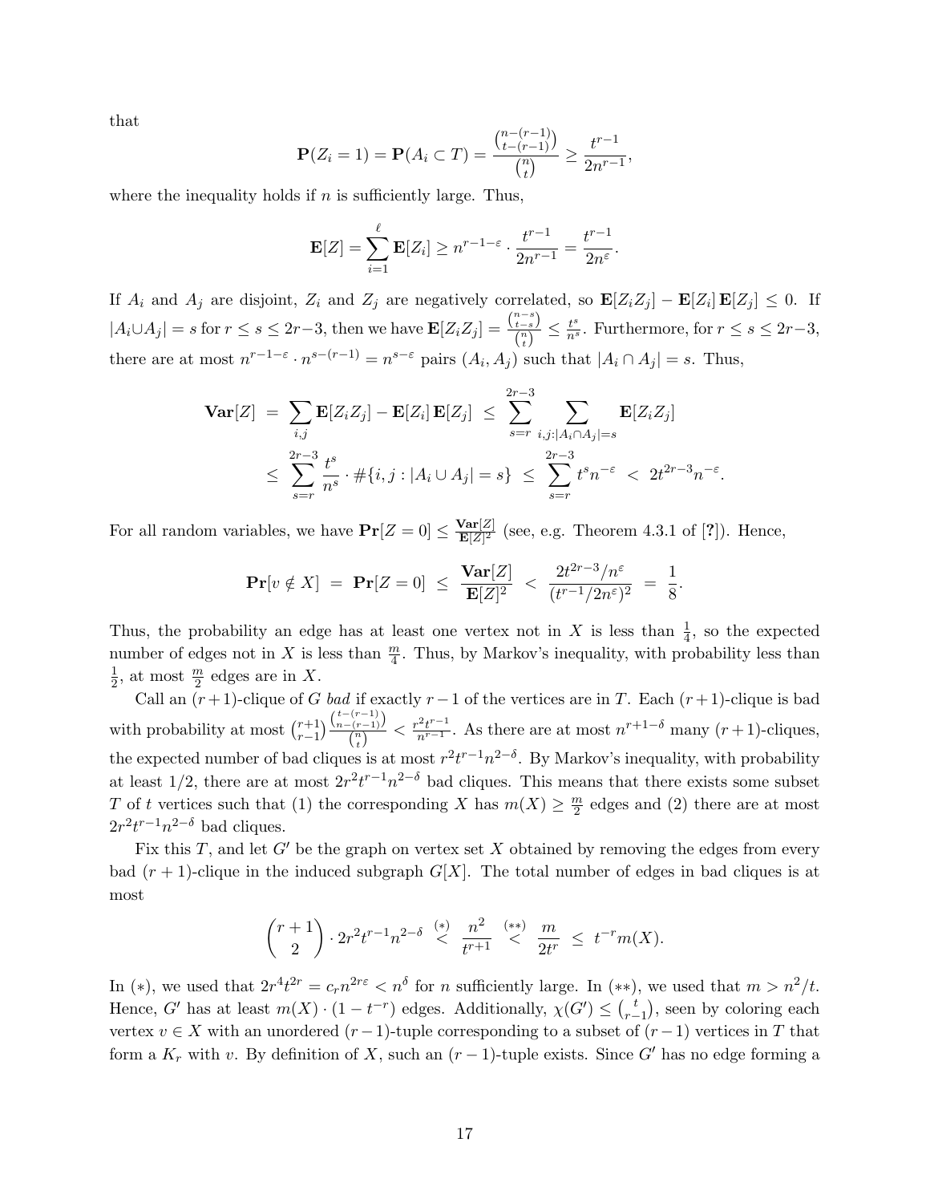that

$$\mathbf{P}(Z_i = 1) = \mathbf{P}(A_i \subset T) = \frac{\binom{n-(r-1)}{t-(r-1)}}{\binom{n}{t}} \geq \frac{t^{r-1}}{2n^{r-1}},$$

where the inequality holds if $n$ is sufficiently large. Thus,

$$\mathbf{E}[Z] = \sum_{i=1}^{\ell} \mathbf{E}[Z_i] \geq n^{r-1-\varepsilon} \cdot \frac{t^{r-1}}{2n^{r-1}} = \frac{t^{r-1}}{2n^{\varepsilon}}.$$

If $A_i$ and $A_j$ are disjoint, $Z_i$ and $Z_j$ are negatively correlated, so $\mathbf{E}[Z_i Z_j] - \mathbf{E}[Z_i]\,\mathbf{E}[Z_j] \leq 0$. If $|A_i \cup A_j| = s$ for $r \leq s \leq 2r-3$, then we have $\mathbf{E}[Z_i Z_j] = \frac{\binom{n-s}{t-s}}{\binom{n}{t}} \leq \frac{t^s}{n^s}$. Furthermore, for $r \leq s \leq 2r-3$, there are at most $n^{r-1-\varepsilon} \cdot n^{s-(r-1)} = n^{s-\varepsilon}$ pairs $(A_i, A_j)$ such that $|A_i \cap A_j| = s$. Thus,

$$\begin{aligned}
\mathbf{Var}[Z] \;&=\; \sum_{i,j} \mathbf{E}[Z_i Z_j] - \mathbf{E}[Z_i]\,\mathbf{E}[Z_j] \;\leq\; \sum_{s=r}^{2r-3} \sum_{i,j:|A_i \cap A_j| = s} \mathbf{E}[Z_i Z_j] \\
&\leq\; \sum_{s=r}^{2r-3} \frac{t^s}{n^s} \cdot \#\{i,j : |A_i \cup A_j| = s\} \;\leq\; \sum_{s=r}^{2r-3} t^s n^{-\varepsilon} \;<\; 2t^{2r-3} n^{-\varepsilon}.
\end{aligned}$$

For all random variables, we have $\mathbf{Pr}[Z = 0] \leq \frac{\mathbf{Var}[Z]}{\mathbf{E}[Z]^2}$ (see, e.g. Theorem 4.3.1 of [?]). Hence,

$$\mathbf{Pr}[v \notin X] \;=\; \mathbf{Pr}[Z = 0] \;\leq\; \frac{\mathbf{Var}[Z]}{\mathbf{E}[Z]^2} \;<\; \frac{2t^{2r-3}/n^{\varepsilon}}{(t^{r-1}/2n^{\varepsilon})^2} \;=\; \frac{1}{8}.$$

Thus, the probability an edge has at least one vertex not in $X$ is less than $\frac{1}{4}$, so the expected number of edges not in $X$ is less than $\frac{m}{4}$. Thus, by Markov's inequality, with probability less than $\frac{1}{2}$, at most $\frac{m}{2}$ edges are in $X$.

Call an $(r+1)$-clique of $G$ *bad* if exactly $r-1$ of the vertices are in $T$. Each $(r+1)$-clique is bad with probability at most $\binom{r+1}{r-1}\frac{\binom{t-(r-1)}{n-(r-1)}}{\binom{n}{t}} < \frac{r^2 t^{r-1}}{n^{r-1}}$. As there are at most $n^{r+1-\delta}$ many $(r+1)$-cliques, the expected number of bad cliques is at most $r^2 t^{r-1} n^{2-\delta}$. By Markov's inequality, with probability at least $1/2$, there are at most $2r^2 t^{r-1} n^{2-\delta}$ bad cliques. This means that there exists some subset $T$ of $t$ vertices such that (1) the corresponding $X$ has $m(X) \geq \frac{m}{2}$ edges and (2) there are at most $2r^2 t^{r-1} n^{2-\delta}$ bad cliques.

Fix this $T$, and let $G'$ be the graph on vertex set $X$ obtained by removing the edges from every bad $(r+1)$-clique in the induced subgraph $G[X]$. The total number of edges in bad cliques is at most

$$\binom{r+1}{2} \cdot 2r^2 t^{r-1} n^{2-\delta} \overset{(*)}{<} \frac{n^2}{t^{r+1}} \overset{(**)}{<} \frac{m}{2t^r} \;\leq\; t^{-r} m(X).$$

In $(*)$, we used that $2r^4 t^{2r} = c_r n^{2r\varepsilon} < n^{\delta}$ for $n$ sufficiently large. In $(**)$, we used that $m > n^2/t$. Hence, $G'$ has at least $m(X) \cdot (1 - t^{-r})$ edges. Additionally, $\chi(G') \leq \binom{t}{r-1}$, seen by coloring each vertex $v \in X$ with an unordered $(r-1)$-tuple corresponding to a subset of $(r-1)$ vertices in $T$ that form a $K_r$ with $v$. By definition of $X$, such an $(r-1)$-tuple exists. Since $G'$ has no edge forming a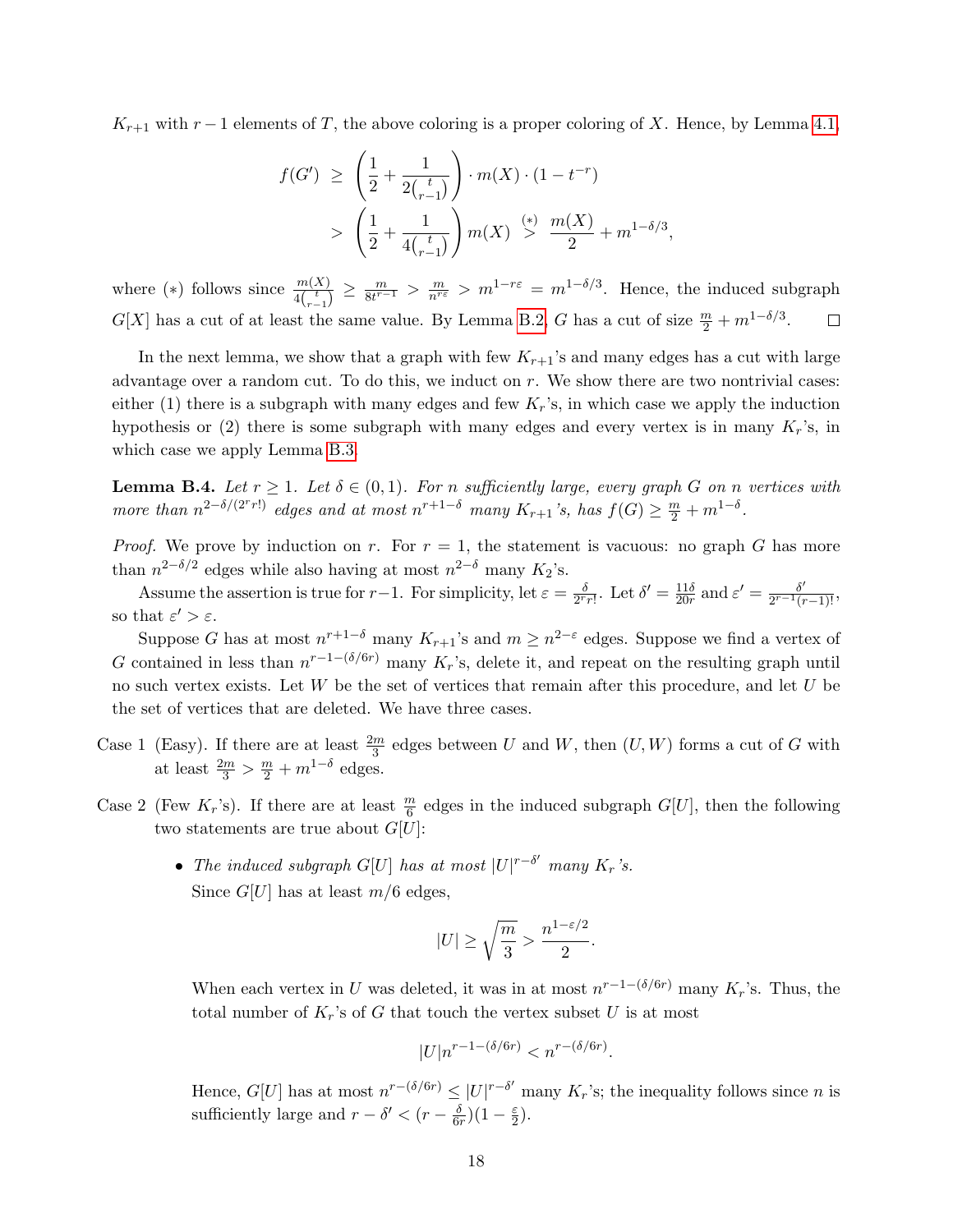$K_{r+1}$ with $r-1$ elements of $T$, the above coloring is a proper coloring of $X$. Hence, by Lemma 4.1,

$$
\begin{aligned}
f(G') &\geq \left(\frac{1}{2} + \frac{1}{2\binom{t}{r-1}}\right) \cdot m(X) \cdot (1 - t^{-r}) \\
&> \left(\frac{1}{2} + \frac{1}{4\binom{t}{r-1}}\right) m(X) \overset{(*)}{>} \frac{m(X)}{2} + m^{1-\delta/3},
\end{aligned}
$$

where $(*)$ follows since $\frac{m(X)}{4\binom{t}{r-1}} \geq \frac{m}{8t^{r-1}} > \frac{m}{n^{r\varepsilon}} > m^{1-r\varepsilon} = m^{1-\delta/3}$. Hence, the induced subgraph $G[X]$ has a cut of at least the same value. By Lemma B.2, $G$ has a cut of size $\frac{m}{2} + m^{1-\delta/3}$. $\square$

In the next lemma, we show that a graph with few $K_{r+1}$'s and many edges has a cut with large advantage over a random cut. To do this, we induct on $r$. We show there are two nontrivial cases: either (1) there is a subgraph with many edges and few $K_r$'s, in which case we apply the induction hypothesis or (2) there is some subgraph with many edges and every vertex is in many $K_r$'s, in which case we apply Lemma B.3.

**Lemma B.4.** *Let $r \geq 1$. Let $\delta \in (0,1)$. For $n$ sufficiently large, every graph $G$ on $n$ vertices with more than $n^{2-\delta/(2^r r!)}$ edges and at most $n^{r+1-\delta}$ many $K_{r+1}$'s, has $f(G) \geq \frac{m}{2} + m^{1-\delta}$.*

*Proof.* We prove by induction on $r$. For $r = 1$, the statement is vacuous: no graph $G$ has more than $n^{2-\delta/2}$ edges while also having at most $n^{2-\delta}$ many $K_2$'s.

Assume the assertion is true for $r-1$. For simplicity, let $\varepsilon = \frac{\delta}{2^r r!}$. Let $\delta' = \frac{11\delta}{20r}$ and $\varepsilon' = \frac{\delta'}{2^{r-1}(r-1)!}$, so that $\varepsilon' > \varepsilon$.

Suppose $G$ has at most $n^{r+1-\delta}$ many $K_{r+1}$'s and $m \geq n^{2-\varepsilon}$ edges. Suppose we find a vertex of $G$ contained in less than $n^{r-1-(\delta/6r)}$ many $K_r$'s, delete it, and repeat on the resulting graph until no such vertex exists. Let $W$ be the set of vertices that remain after this procedure, and let $U$ be the set of vertices that are deleted. We have three cases.

Case 1 (Easy). If there are at least $\frac{2m}{3}$ edges between $U$ and $W$, then $(U, W)$ forms a cut of $G$ with at least $\frac{2m}{3} > \frac{m}{2} + m^{1-\delta}$ edges.

Case 2 (Few $K_r$'s). If there are at least $\frac{m}{6}$ edges in the induced subgraph $G[U]$, then the following two statements are true about $G[U]$:

- *The induced subgraph $G[U]$ has at most $|U|^{r-\delta'}$ many $K_r$'s.*

  Since $G[U]$ has at least $m/6$ edges,

  $$|U| \geq \sqrt{\frac{m}{3}} > \frac{n^{1-\varepsilon/2}}{2}.$$

  When each vertex in $U$ was deleted, it was in at most $n^{r-1-(\delta/6r)}$ many $K_r$'s. Thus, the total number of $K_r$'s of $G$ that touch the vertex subset $U$ is at most

  $$|U| n^{r-1-(\delta/6r)} < n^{r-(\delta/6r)}.$$

  Hence, $G[U]$ has at most $n^{r-(\delta/6r)} \leq |U|^{r-\delta'}$ many $K_r$'s; the inequality follows since $n$ is sufficiently large and $r - \delta' < (r - \frac{\delta}{6r})(1 - \frac{\varepsilon}{2})$.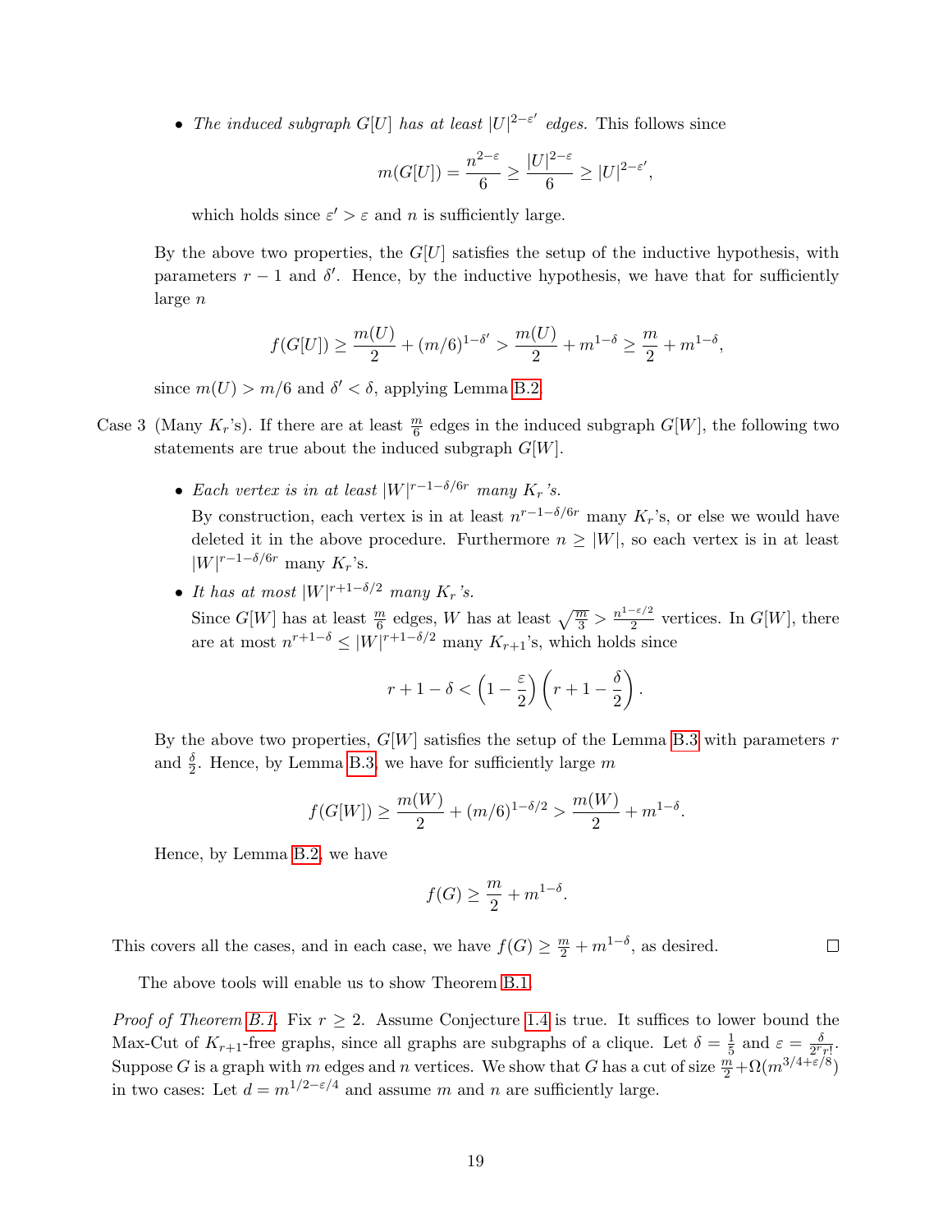- *The induced subgraph $G[U]$ has at least $|U|^{2-\varepsilon'}$ edges.* This follows since

  $$m(G[U]) = \frac{n^{2-\varepsilon}}{6} \geq \frac{|U|^{2-\varepsilon}}{6} \geq |U|^{2-\varepsilon'},$$

  which holds since $\varepsilon' > \varepsilon$ and $n$ is sufficiently large.

By the above two properties, the $G[U]$ satisfies the setup of the inductive hypothesis, with parameters $r-1$ and $\delta'$. Hence, by the inductive hypothesis, we have that for sufficiently large $n$

$$f(G[U]) \geq \frac{m(U)}{2} + (m/6)^{1-\delta'} > \frac{m(U)}{2} + m^{1-\delta} \geq \frac{m}{2} + m^{1-\delta},$$

since $m(U) > m/6$ and $\delta' < \delta$, applying Lemma B.2.

Case 3 (Many $K_r$'s). If there are at least $\frac{m}{6}$ edges in the induced subgraph $G[W]$, the following two statements are true about the induced subgraph $G[W]$.

- *Each vertex is in at least $|W|^{r-1-\delta/6r}$ many $K_r$'s.*

  By construction, each vertex is in at least $n^{r-1-\delta/6r}$ many $K_r$'s, or else we would have deleted it in the above procedure. Furthermore $n \geq |W|$, so each vertex is in at least $|W|^{r-1-\delta/6r}$ many $K_r$'s.

- *It has at most $|W|^{r+1-\delta/2}$ many $K_r$'s.*

  Since $G[W]$ has at least $\frac{m}{6}$ edges, $W$ has at least $\sqrt{\frac{m}{3}} > \frac{n^{1-\varepsilon/2}}{2}$ vertices. In $G[W]$, there are at most $n^{r+1-\delta} \leq |W|^{r+1-\delta/2}$ many $K_{r+1}$'s, which holds since

  $$r+1-\delta < \left(1-\frac{\varepsilon}{2}\right)\left(r+1-\frac{\delta}{2}\right).$$

By the above two properties, $G[W]$ satisfies the setup of the Lemma B.3 with parameters $r$ and $\frac{\delta}{2}$. Hence, by Lemma B.3, we have for sufficiently large $m$

$$f(G[W]) \geq \frac{m(W)}{2} + (m/6)^{1-\delta/2} > \frac{m(W)}{2} + m^{1-\delta}.$$

Hence, by Lemma B.2, we have

$$f(G) \geq \frac{m}{2} + m^{1-\delta}.$$

This covers all the cases, and in each case, we have $f(G) \geq \frac{m}{2} + m^{1-\delta}$, as desired. ☐

The above tools will enable us to show Theorem B.1.

*Proof of Theorem B.1.* Fix $r \geq 2$. Assume Conjecture 1.4 is true. It suffices to lower bound the Max-Cut of $K_{r+1}$-free graphs, since all graphs are subgraphs of a clique. Let $\delta = \frac{1}{5}$ and $\varepsilon = \frac{\delta}{2^r r!}$. Suppose $G$ is a graph with $m$ edges and $n$ vertices. We show that $G$ has a cut of size $\frac{m}{2} + \Omega(m^{3/4+\varepsilon/8})$ in two cases: Let $d = m^{1/2-\varepsilon/4}$ and assume $m$ and $n$ are sufficiently large.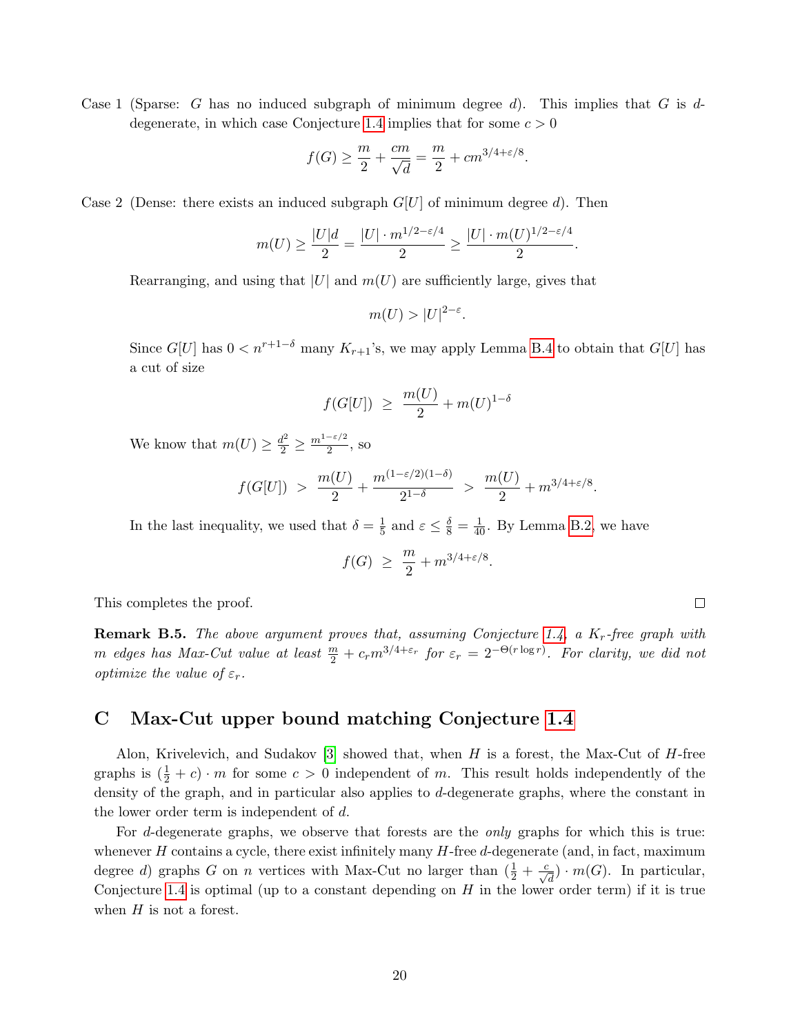Case 1 (Sparse: $G$ has no induced subgraph of minimum degree $d$). This implies that $G$ is $d$-degenerate, in which case Conjecture 1.4 implies that for some $c > 0$

$$f(G) \geq \frac{m}{2} + \frac{cm}{\sqrt{d}} = \frac{m}{2} + cm^{3/4+\varepsilon/8}.$$

Case 2 (Dense: there exists an induced subgraph $G[U]$ of minimum degree $d$). Then

$$m(U) \geq \frac{|U|d}{2} = \frac{|U| \cdot m^{1/2-\varepsilon/4}}{2} \geq \frac{|U| \cdot m(U)^{1/2-\varepsilon/4}}{2}.$$

Rearranging, and using that $|U|$ and $m(U)$ are sufficiently large, gives that

$$m(U) > |U|^{2-\varepsilon}.$$

Since $G[U]$ has $0 < n^{r+1-\delta}$ many $K_{r+1}$'s, we may apply Lemma B.4 to obtain that $G[U]$ has a cut of size

$$f(G[U]) \ \geq \ \frac{m(U)}{2} + m(U)^{1-\delta}$$

We know that $m(U) \geq \frac{d^2}{2} \geq \frac{m^{1-\varepsilon/2}}{2}$, so

$$f(G[U]) \ > \ \frac{m(U)}{2} + \frac{m^{(1-\varepsilon/2)(1-\delta)}}{2^{1-\delta}} \ > \ \frac{m(U)}{2} + m^{3/4+\varepsilon/8}.$$

In the last inequality, we used that $\delta = \frac{1}{5}$ and $\varepsilon \leq \frac{\delta}{8} = \frac{1}{40}$. By Lemma B.2, we have

$$f(G) \ \geq \ \frac{m}{2} + m^{3/4+\varepsilon/8}.$$

This completes the proof. $\square$

**Remark B.5.** *The above argument proves that, assuming Conjecture 1.4, a $K_r$-free graph with $m$ edges has Max-Cut value at least $\frac{m}{2} + c_r m^{3/4+\varepsilon_r}$ for $\varepsilon_r = 2^{-\Theta(r \log r)}$. For clarity, we did not optimize the value of $\varepsilon_r$.*

# C Max-Cut upper bound matching Conjecture 1.4

Alon, Krivelevich, and Sudakov [3] showed that, when $H$ is a forest, the Max-Cut of $H$-free graphs is $(\frac{1}{2} + c) \cdot m$ for some $c > 0$ independent of $m$. This result holds independently of the density of the graph, and in particular also applies to $d$-degenerate graphs, where the constant in the lower order term is independent of $d$.

For $d$-degenerate graphs, we observe that forests are the *only* graphs for which this is true: whenever $H$ contains a cycle, there exist infinitely many $H$-free $d$-degenerate (and, in fact, maximum degree $d$) graphs $G$ on $n$ vertices with Max-Cut no larger than $(\frac{1}{2} + \frac{c}{\sqrt{d}}) \cdot m(G)$. In particular, Conjecture 1.4 is optimal (up to a constant depending on $H$ in the lower order term) if it is true when $H$ is not a forest.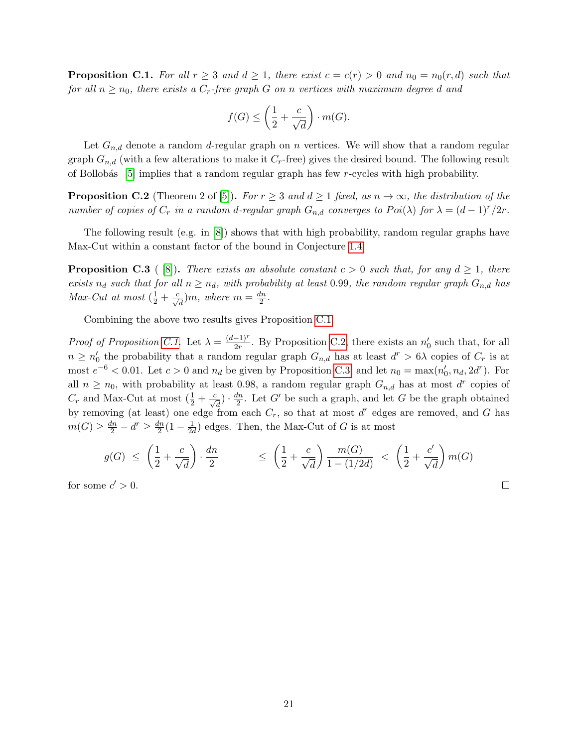**Proposition C.1.** *For all $r \geq 3$ and $d \geq 1$, there exist $c = c(r) > 0$ and $n_0 = n_0(r, d)$ such that for all $n \geq n_0$, there exists a $C_r$-free graph $G$ on $n$ vertices with maximum degree $d$ and*

$$f(G) \leq \left(\frac{1}{2} + \frac{c}{\sqrt{d}}\right) \cdot m(G).$$

Let $G_{n,d}$ denote a random $d$-regular graph on $n$ vertices. We will show that a random regular graph $G_{n,d}$ (with a few alterations to make it $C_r$-free) gives the desired bound. The following result of Bollobás [5] implies that a random regular graph has few $r$-cycles with high probability.

**Proposition C.2** (Theorem 2 of [5])**.** *For $r \geq 3$ and $d \geq 1$ fixed, as $n \to \infty$, the distribution of the number of copies of $C_r$ in a random $d$-regular graph $G_{n,d}$ converges to $Poi(\lambda)$ for $\lambda = (d-1)^r/2r$.*

The following result (e.g. in [8]) shows that with high probability, random regular graphs have Max-Cut within a constant factor of the bound in Conjecture 1.4.

**Proposition C.3** ( [8])**.** *There exists an absolute constant $c > 0$ such that, for any $d \geq 1$, there exists $n_d$ such that for all $n \geq n_d$, with probability at least 0.99, the random regular graph $G_{n,d}$ has Max-Cut at most $(\frac{1}{2} + \frac{c}{\sqrt{d}})m$, where $m = \frac{dn}{2}$.*

Combining the above two results gives Proposition C.1.

*Proof of Proposition C.1.* Let $\lambda = \frac{(d-1)^r}{2r}$. By Proposition C.2, there exists an $n_0'$ such that, for all $n \geq n_0'$ the probability that a random regular graph $G_{n,d}$ has at least $d^r > 6\lambda$ copies of $C_r$ is at most $e^{-6} < 0.01$. Let $c > 0$ and $n_d$ be given by Proposition C.3, and let $n_0 = \max(n_0', n_d, 2d^r)$. For all $n \geq n_0$, with probability at least 0.98, a random regular graph $G_{n,d}$ has at most $d^r$ copies of $C_r$ and Max-Cut at most $(\frac{1}{2} + \frac{c}{\sqrt{d}}) \cdot \frac{dn}{2}$. Let $G'$ be such a graph, and let $G$ be the graph obtained by removing (at least) one edge from each $C_r$, so that at most $d^r$ edges are removed, and $G$ has $m(G) \geq \frac{dn}{2} - d^r \geq \frac{dn}{2}(1 - \frac{1}{2d})$ edges. Then, the Max-Cut of $G$ is at most

$$g(G) \;\leq\; \left(\frac{1}{2} + \frac{c}{\sqrt{d}}\right) \cdot \frac{dn}{2} \qquad\quad \leq\; \left(\frac{1}{2} + \frac{c}{\sqrt{d}}\right) \frac{m(G)}{1 - (1/2d)} \;<\; \left(\frac{1}{2} + \frac{c'}{\sqrt{d}}\right) m(G)$$

for some $c' > 0$. $\square$